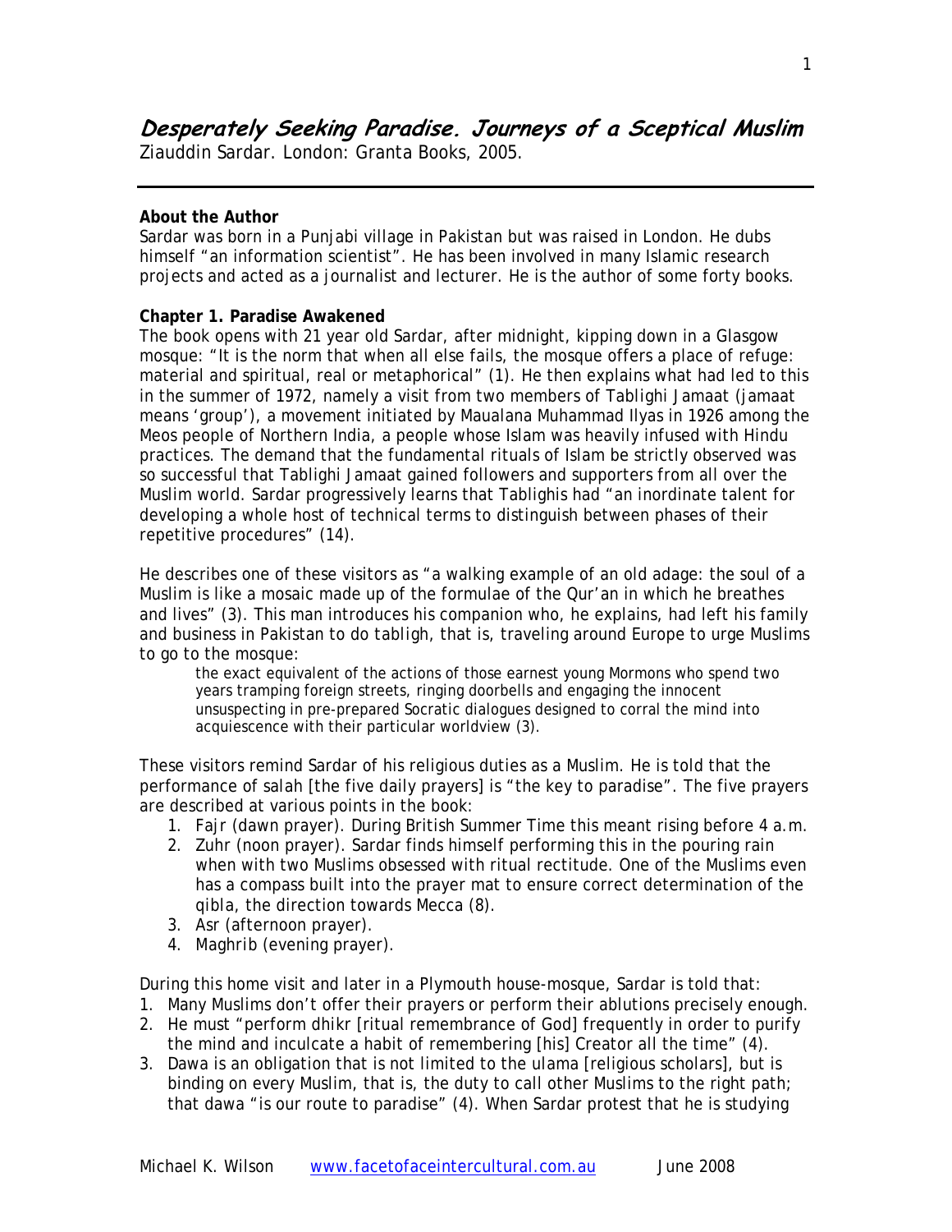# *Desperately Seeking Paradise. Journeys of a Sceptical Muslim*

Ziauddin Sardar. London: Granta Books, 2005.

---

**About the Author**

Sardar was born in a Punjabi village in Pakistan but was raised in London. He dubs himself "an information scientist". He has been involved in many Islamic research projects and acted as a journalist and lecturer. He is the author of some forty books.

**Chapter 1. Paradise Awakened**

The book opens with 21 year old Sardar, after midnight, kipping down in a Glasgow mosque: "It is the norm that when all else fails, the mosque offers a place of refuge: material and spiritual, real or metaphorical" (1). He then explains what had led to this in the summer of 1972, namely a visit from two members of *Tablighi Jamaat* (*jamaat* means 'group'), a movement initiated by Maualana Muhammad Ilyas in 1926 among the Meos people of Northern India, a people whose Islam was heavily infused with Hindu practices. The demand that the fundamental rituals of Islam be strictly observed was so successful that Tablighi Jamaat gained followers and supporters from all over the Muslim world. Sardar progressively learns that Tablighis had "an inordinate talent for developing a whole host of technical terms to distinguish between phases of their repetitive procedures" (14).

He describes one of these visitors as "a walking example of an old adage: the soul of a Muslim is like a mosaic made up of the formulae of the Qur'an in which he breathes and lives" (3). This man introduces his companion who, he explains, had left his family and business in Pakistan to do *tabligh*, that is, traveling around Europe to urge Muslims to go to the mosque:

> the exact equivalent of the actions of those earnest young Mormons who spend two years tramping foreign streets, ringing doorbells and engaging the innocent unsuspecting in pre-prepared Socratic dialogues designed to corral the mind into acquiescence with their particular worldview (3).

These visitors remind Sardar of his religious duties as a Muslim. He is told that the performance of *salah* [the five daily prayers] is "the key to paradise". The five prayers are described at various points in the book:

1. *Fajr* (dawn prayer). During British Summer Time this meant rising before 4 a.m.
2. *Zuhr* (noon prayer). Sardar finds himself performing this in the pouring rain when with two Muslims obsessed with ritual rectitude. One of the Muslims even has a compass built into the prayer mat to ensure correct determination of the *qibla*, the direction towards Mecca (8).
3. *Asr* (afternoon prayer).
4. *Maghrib* (evening prayer).

During this home visit and later in a Plymouth house-mosque, Sardar is told that:

1. Many Muslims don't offer their prayers or perform their ablutions precisely enough.
2. He must "perform dhikr [ritual remembrance of God] frequently in order to purify the mind and inculcate a habit of remembering [his] Creator all the time" (4).
3. *Dawa* is an obligation that is not limited to the *ulama* [religious scholars], but is binding on every Muslim, that is, the duty to call other Muslims to the right path; that *dawa* "is our route to paradise" (4). When Sardar protest that he is studying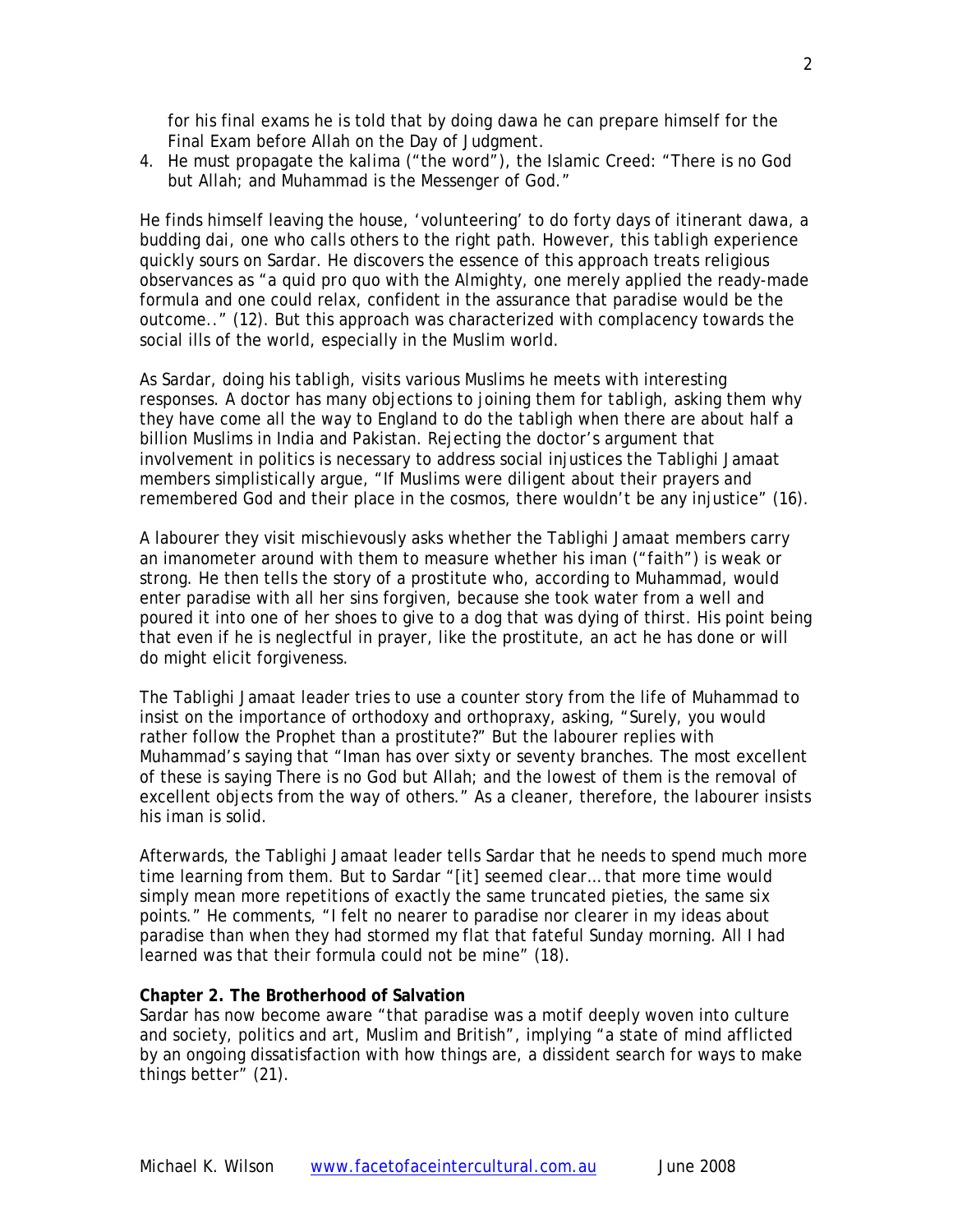for his final exams he is told that by doing dawa he can prepare himself for the Final Exam before Allah on the Day of Judgment.

4. He must propagate the *kalima* ("the word"), the Islamic Creed: "There is no God but Allah; and Muhammad is the Messenger of God."

He finds himself leaving the house, 'volunteering' to do forty days of itinerant dawa, a budding dai, one who calls others to the right path. However, this *tabligh* experience quickly sours on Sardar. He discovers the essence of this approach treats religious observances as "a quid pro quo with the Almighty, one merely applied the ready-made formula and one could relax, confident in the assurance that paradise would be the outcome.." (12). But this approach was characterized with complacency towards the social ills of the world, especially in the Muslim world.

As Sardar, doing his *tabligh*, visits various Muslims he meets with interesting responses. A doctor has many objections to joining them for *tabligh*, asking them why they have come all the way to England to do the *tabligh* when there are about half a billion Muslims in India and Pakistan. Rejecting the doctor's argument that involvement in politics is necessary to address social injustices the Tablighi Jamaat members simplistically argue, "If Muslims were diligent about their prayers and remembered God and their place in the cosmos, there wouldn't be any injustice" (16).

A labourer they visit mischievously asks whether the Tablighi Jamaat members carry an imanometer around with them to measure whether his *iman* ("faith") is weak or strong. He then tells the story of a prostitute who, according to Muhammad, would enter paradise with all her sins forgiven, because she took water from a well and poured it into one of her shoes to give to a dog that was dying of thirst. His point being that even if he is neglectful in prayer, like the prostitute, an act he has done or will do might elicit forgiveness.

The Tablighi Jamaat leader tries to use a counter story from the life of Muhammad to insist on the importance of orthodoxy and orthopraxy, asking, "Surely, you would rather follow the Prophet than a prostitute?" But the labourer replies with Muhammad's saying that "Iman has over sixty or seventy branches. The most excellent of these is saying There is no God but Allah; and the lowest of them is the removal of excellent objects from the way of others." As a cleaner, therefore, the labourer insists his *iman* is solid.

Afterwards, the Tablighi Jamaat leader tells Sardar that he needs to spend much more time learning from them. But to Sardar "[it] seemed clear… that more time would simply mean more repetitions of exactly the same truncated pieties, the same six points." He comments, "I felt no nearer to paradise nor clearer in my ideas about paradise than when they had stormed my flat that fateful Sunday morning. All I had learned was that their formula could not be mine" (18).

**Chapter 2. The Brotherhood of Salvation**

Sardar has now become aware "that paradise was a motif deeply woven into culture and society, politics and art, Muslim and British", implying "a state of mind afflicted by an ongoing dissatisfaction with how things are, a dissident search for ways to make things better" (21).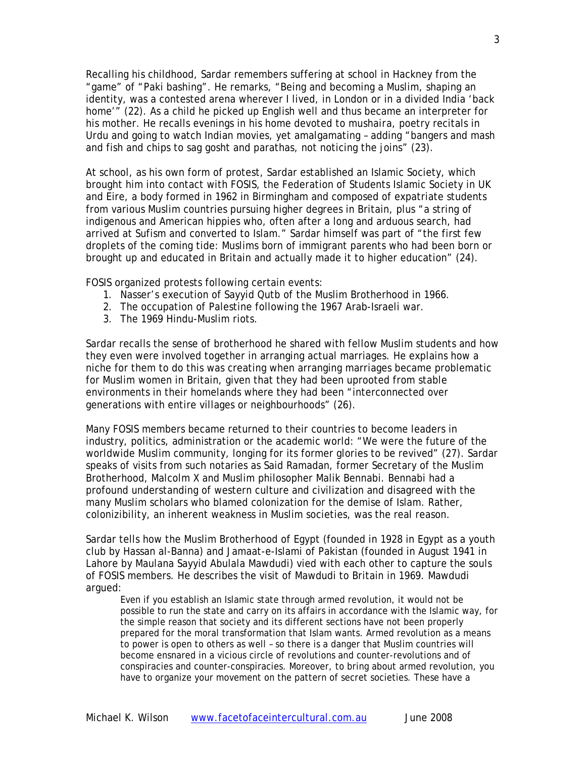Recalling his childhood, Sardar remembers suffering at school in Hackney from the "game" of "Paki bashing". He remarks, "Being and becoming a Muslim, shaping an identity, was a contested arena wherever I lived, in London or in a divided India 'back home'" (22). As a child he picked up English well and thus became an interpreter for his mother. He recalls evenings in his home devoted to mushaira, poetry recitals in Urdu and going to watch Indian movies, yet amalgamating – adding "bangers and mash and fish and chips to sag gosht and parathas, not noticing the joins" (23).

At school, as his own form of protest, Sardar established an Islamic Society, which brought him into contact with FOSIS, the Federation of Students Islamic Society in UK and Eire, a body formed in 1962 in Birmingham and composed of expatriate students from various Muslim countries pursuing higher degrees in Britain, plus "a string of indigenous and American hippies who, often after a long and arduous search, had arrived at Sufism and converted to Islam." Sardar himself was part of "the first few droplets of the coming tide: Muslims born of immigrant parents who had been born or brought up and educated in Britain and actually made it to higher education" (24).

FOSIS organized protests following certain events:

1. Nasser's execution of Sayyid Qutb of the Muslim Brotherhood in 1966.
2. The occupation of Palestine following the 1967 Arab-Israeli war.
3. The 1969 Hindu-Muslim riots.

Sardar recalls the sense of brotherhood he shared with fellow Muslim students and how they even were involved together in arranging actual marriages. He explains how a niche for them to do this was creating when arranging marriages became problematic for Muslim women in Britain, given that they had been uprooted from stable environments in their homelands where they had been "interconnected over generations with entire villages or neighbourhoods" (26).

Many FOSIS members became returned to their countries to become leaders in industry, politics, administration or the academic world: "We were the future of the worldwide Muslim community, longing for its former glories to be revived" (27). Sardar speaks of visits from such notaries as Said Ramadan, former Secretary of the Muslim Brotherhood, Malcolm X and Muslim philosopher Malik Bennabi. Bennabi had a profound understanding of western culture and civilization and disagreed with the many Muslim scholars who blamed colonization for the demise of Islam. Rather, colonizibility, an inherent weakness in Muslim societies, was the real reason.

Sardar tells how the Muslim Brotherhood of Egypt (founded in 1928 in Egypt as a youth club by Hassan al-Banna) and Jamaat-e-Islami of Pakistan (founded in August 1941 in Lahore by Maulana Sayyid Abulala Mawdudi) vied with each other to capture the souls of FOSIS members. He describes the visit of Mawdudi to Britain in 1969. Mawdudi argued:

> Even if you establish an Islamic state through armed revolution, it would not be possible to run the state and carry on its affairs in accordance with the Islamic way, for the simple reason that society and its different sections have not been properly prepared for the moral transformation that Islam wants. Armed revolution as a means to power is open to others as well – so there is a danger that Muslim countries will become ensnared in a vicious circle of revolutions and counter-revolutions and of conspiracies and counter-conspiracies. Moreover, to bring about armed revolution, you have to organize your movement on the pattern of secret societies. These have a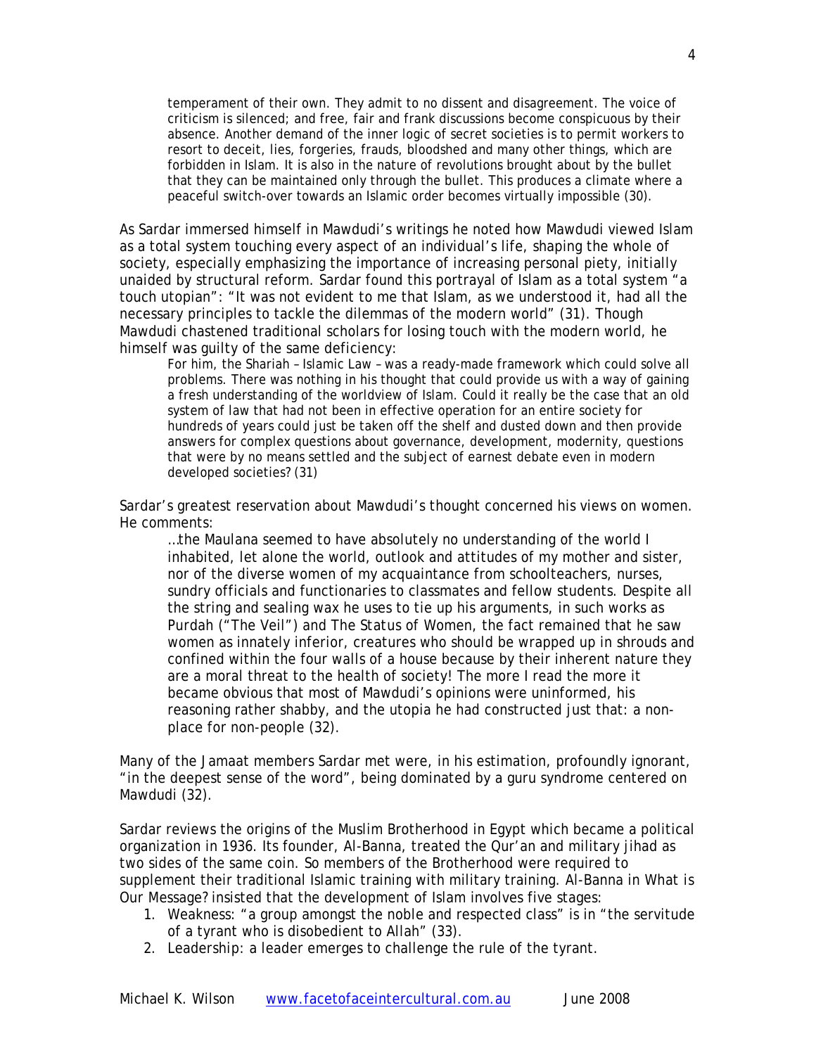> temperament of their own. They admit to no dissent and disagreement. The voice of criticism is silenced; and free, fair and frank discussions become conspicuous by their absence. Another demand of the inner logic of secret societies is to permit workers to resort to deceit, lies, forgeries, frauds, bloodshed and many other things, which are forbidden in Islam. It is also in the nature of revolutions brought about by the bullet that they can be maintained only through the bullet. This produces a climate where a peaceful switch-over towards an Islamic order becomes virtually impossible (30).

As Sardar immersed himself in Mawdudi's writings he noted how Mawdudi viewed Islam as a total system touching every aspect of an individual's life, shaping the whole of society, especially emphasizing the importance of increasing personal piety, initially unaided by structural reform. Sardar found this portrayal of Islam as a total system "a touch utopian": "It was not evident to me that Islam, as we understood it, had all the necessary principles to tackle the dilemmas of the modern world" (31). Though Mawdudi chastened traditional scholars for losing touch with the modern world, he himself was guilty of the same deficiency:

> For him, the Shariah – Islamic Law – was a ready-made framework which could solve all problems. There was nothing in his thought that could provide us with a way of gaining a fresh understanding of the worldview of Islam. Could it really be the case that an old system of law that had not been in effective operation for an entire society for hundreds of years could just be taken off the shelf and dusted down and then provide answers for complex questions about governance, development, modernity, questions that were by no means settled and the subject of earnest debate even in modern developed societies? (31)

Sardar's greatest reservation about Mawdudi's thought concerned his views on women. He comments:

> …the Maulana seemed to have absolutely no understanding of the world I inhabited, let alone the world, outlook and attitudes of my mother and sister, nor of the diverse women of my acquaintance from schoolteachers, nurses, sundry officials and functionaries to classmates and fellow students. Despite all the string and sealing wax he uses to tie up his arguments, in such works as *Purdah* ("The Veil") and *The Status of Women*, the fact remained that he saw women as innately inferior, creatures who should be wrapped up in shrouds and confined within the four walls of a house because by their inherent nature they are a moral threat to the health of society! The more I read the more it became obvious that most of Mawdudi's opinions were uninformed, his reasoning rather shabby, and the utopia he had constructed just that: a non-place for non-people (32).

Many of the Jamaat members Sardar met were, in his estimation, profoundly ignorant, "in the deepest sense of the word", being dominated by a guru syndrome centered on Mawdudi (32).

Sardar reviews the origins of the Muslim Brotherhood in Egypt which became a political organization in 1936. Its founder, Al-Banna, treated the Qur'an and military jihad as two sides of the same coin. So members of the Brotherhood were required to supplement their traditional Islamic training with military training. Al-Banna in *What is Our Message?* insisted that the development of Islam involves five stages:

1. Weakness: "a group amongst the noble and respected class" is in "the servitude of a tyrant who is disobedient to Allah" (33).
2. Leadership: a leader emerges to challenge the rule of the tyrant.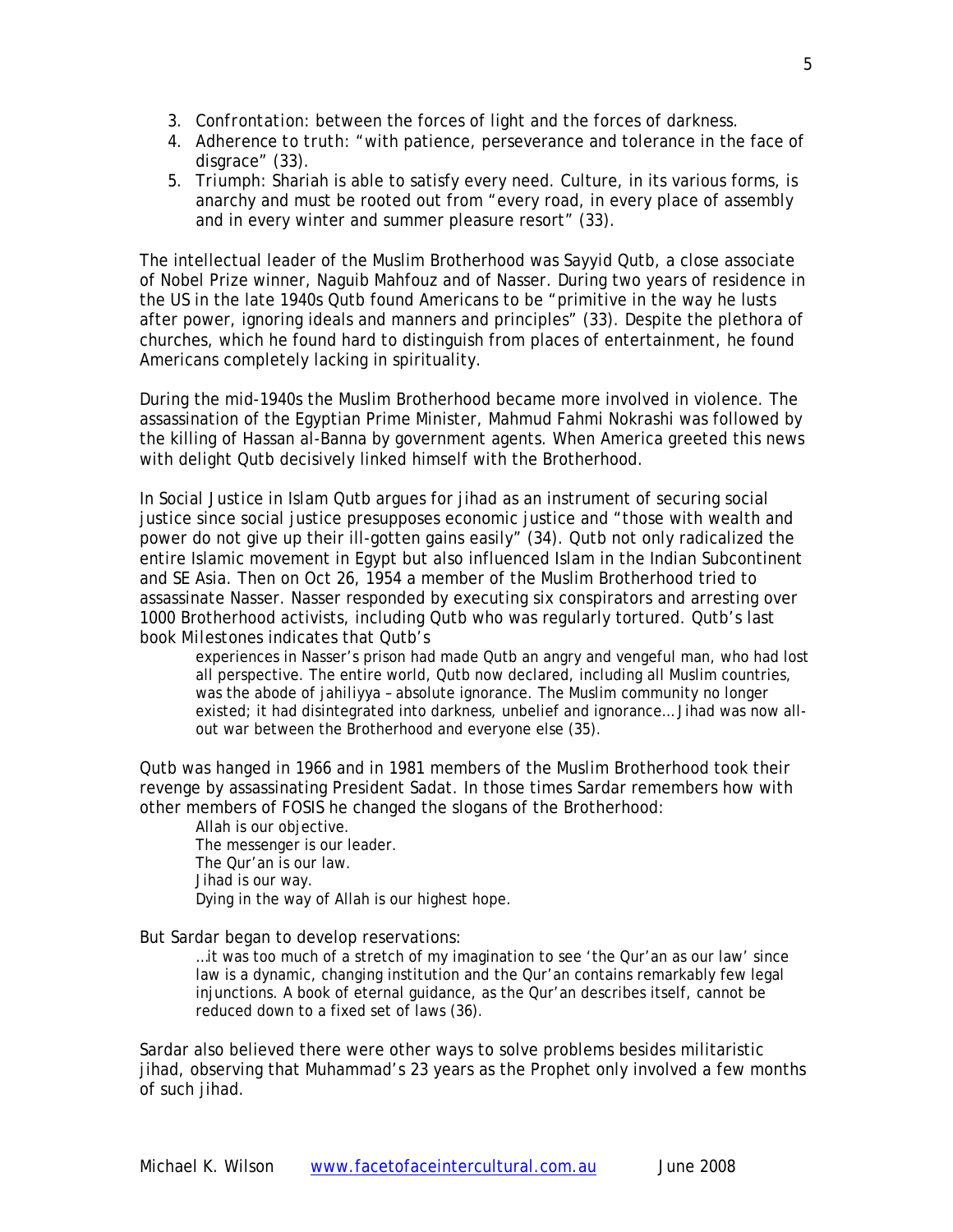3. *Confrontation*: between the forces of light and the forces of darkness.
4. *Adherence to truth*: "with patience, perseverance and tolerance in the face of disgrace" (33).
5. *Triumph*: Shariah is able to satisfy every need. Culture, in its various forms, is anarchy and must be rooted out from "every road, in every place of assembly and in every winter and summer pleasure resort" (33).

The intellectual leader of the Muslim Brotherhood was Sayyid Qutb, a close associate of Nobel Prize winner, Naguib Mahfouz and of Nasser. During two years of residence in the US in the late 1940s Qutb found Americans to be "primitive in the way he lusts after power, ignoring ideals and manners and principles" (33). Despite the plethora of churches, which he found hard to distinguish from places of entertainment, he found Americans completely lacking in spirituality.

During the mid-1940s the Muslim Brotherhood became more involved in violence. The assassination of the Egyptian Prime Minister, Mahmud Fahmi Nokrashi was followed by the killing of Hassan al-Banna by government agents. When America greeted this news with delight Qutb decisively linked himself with the Brotherhood.

In *Social Justice in Islam* Qutb argues for jihad as an instrument of securing social justice since social justice presupposes economic justice and "those with wealth and power do not give up their ill-gotten gains easily" (34). Qutb not only radicalized the entire Islamic movement in Egypt but also influenced Islam in the Indian Subcontinent and SE Asia. Then on Oct 26, 1954 a member of the Muslim Brotherhood tried to assassinate Nasser. Nasser responded by executing six conspirators and arresting over 1000 Brotherhood activists, including Qutb who was regularly tortured. Qutb's last book *Milestones* indicates that Qutb's

> experiences in Nasser's prison had made Qutb an angry and vengeful man, who had lost all perspective. The entire world, Qutb now declared, including all Muslim countries, was the abode of *jahiliyya* – absolute ignorance. The Muslim community no longer existed; it had disintegrated into darkness, unbelief and ignorance… Jihad was now all-out war between the Brotherhood and everyone else (35).

Qutb was hanged in 1966 and in 1981 members of the Muslim Brotherhood took their revenge by assassinating President Sadat. In those times Sardar remembers how with other members of FOSIS he changed the slogans of the Brotherhood:

> Allah is our objective.
> The messenger is our leader.
> The Qur'an is our law.
> Jihad is our way.
> Dying in the way of Allah is our highest hope.

But Sardar began to develop reservations:

> …it was too much of a stretch of my imagination to see 'the Qur'an as our law' since law is a dynamic, changing institution and the Qur'an contains remarkably few legal injunctions. A book of eternal guidance, as the Qur'an describes itself, cannot be reduced down to a fixed set of laws (36).

Sardar also believed there were other ways to solve problems besides militaristic jihad, observing that Muhammad's 23 years as the Prophet only involved a few months of such jihad.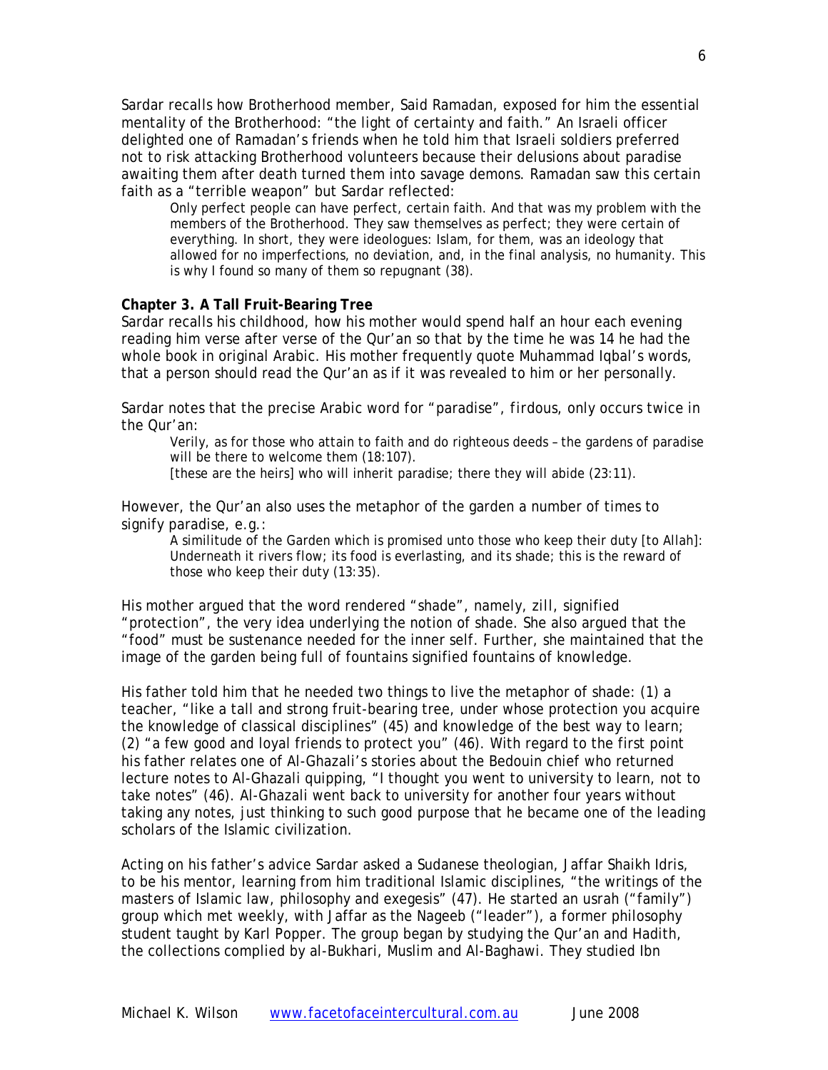Sardar recalls how Brotherhood member, Said Ramadan, exposed for him the essential mentality of the Brotherhood: "the light of certainty and faith." An Israeli officer delighted one of Ramadan's friends when he told him that Israeli soldiers preferred not to risk attacking Brotherhood volunteers because their delusions about paradise awaiting them after death turned them into savage demons. Ramadan saw this certain faith as a "terrible weapon" but Sardar reflected:

> Only perfect people can have perfect, certain faith. And that was my problem with the members of the Brotherhood. They saw themselves as perfect; they were certain of everything. In short, they were ideologues: Islam, for them, was an ideology that allowed for no imperfections, no deviation, and, in the final analysis, no humanity. This is why I found so many of them so repugnant (38).

**Chapter 3. A Tall Fruit-Bearing Tree**

Sardar recalls his childhood, how his mother would spend half an hour each evening reading him verse after verse of the Qur'an so that by the time he was 14 he had the whole book in original Arabic. His mother frequently quote Muhammad Iqbal's words, that a person should read the Qur'an as if it was revealed to him or her personally.

Sardar notes that the precise Arabic word for "paradise", *firdous*, only occurs twice in the Qur'an:

> Verily, as for those who attain to faith and do righteous deeds – the gardens of paradise will be there to welcome them (18:107).
>
> [these are the heirs] who will inherit paradise; there they will abide (23:11).

However, the Qur'an also uses the metaphor of the garden a number of times to signify paradise, e.g.:

> A similitude of the Garden which is promised unto those who keep their duty [to Allah]: Underneath it rivers flow; its food is everlasting, and its shade; this is the reward of those who keep their duty (13:35).

His mother argued that the word rendered "shade", namely, *zill*, signified "protection", the very idea underlying the notion of shade. She also argued that the "food" must be sustenance needed for the inner self. Further, she maintained that the image of the garden being full of fountains signified fountains of knowledge.

His father told him that he needed two things to live the metaphor of shade: (1) a teacher, "like a tall and strong fruit-bearing tree, under whose protection you acquire the knowledge of classical disciplines" (45) and knowledge of the best way to learn; (2) "a few good and loyal friends to protect you" (46). With regard to the first point his father relates one of Al-Ghazali's stories about the Bedouin chief who returned lecture notes to Al-Ghazali quipping, "I thought you went to university to learn, not to take notes" (46). Al-Ghazali went back to university for another four years without taking any notes, just thinking to such good purpose that he became one of the leading scholars of the Islamic civilization.

Acting on his father's advice Sardar asked a Sudanese theologian, Jaffar Shaikh Idris, to be his mentor, learning from him traditional Islamic disciplines, "the writings of the masters of Islamic law, philosophy and exegesis" (47). He started an usrah ("family") group which met weekly, with Jaffar as the Nageeb ("leader"), a former philosophy student taught by Karl Popper. The group began by studying the Qur'an and Hadith, the collections complied by al-Bukhari, Muslim and Al-Baghawi. They studied Ibn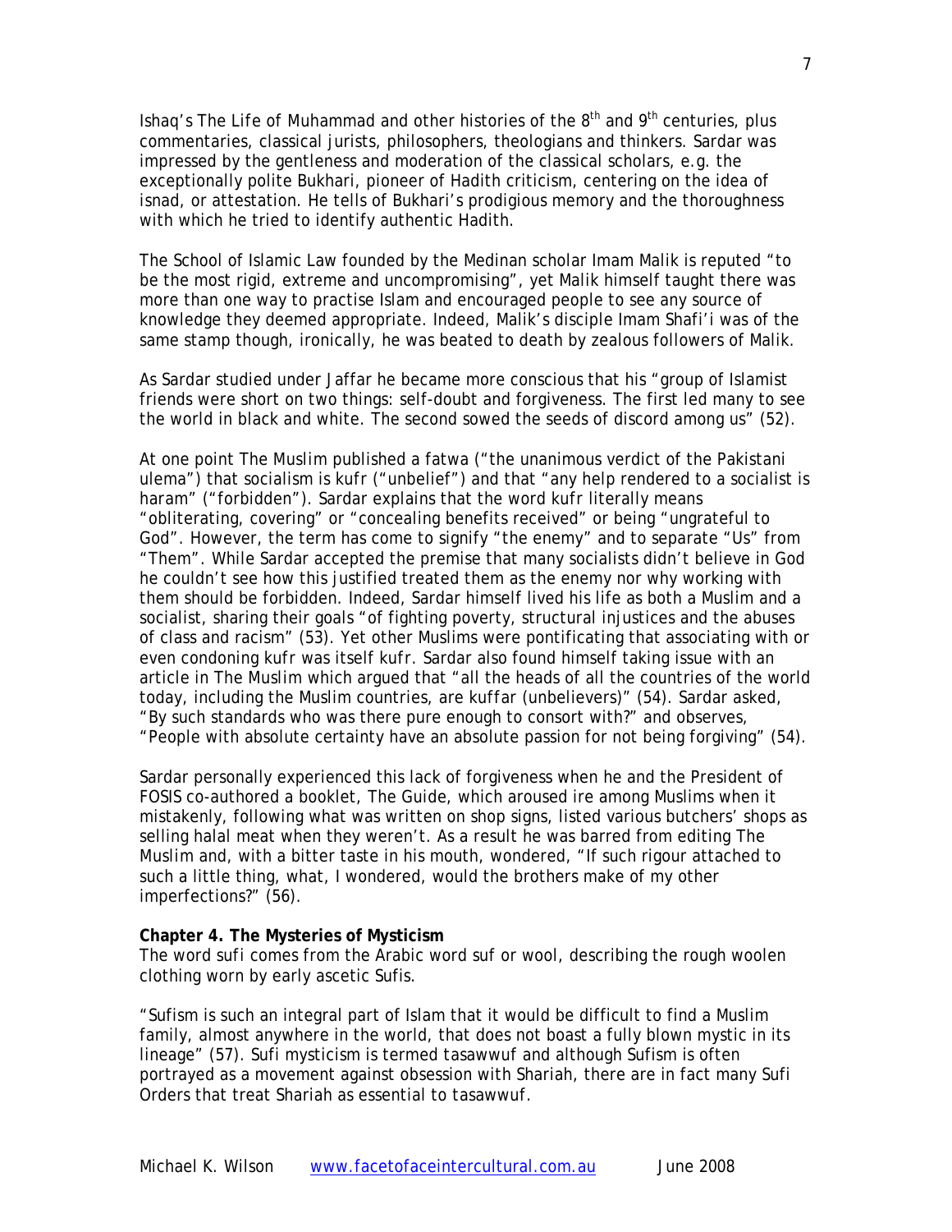Ishaq's *The Life of Muhammad* and other histories of the 8th and 9th centuries, plus commentaries, classical jurists, philosophers, theologians and thinkers. Sardar was impressed by the gentleness and moderation of the classical scholars, e.g. the exceptionally polite Bukhari, pioneer of Hadith criticism, centering on the idea of *isnad*, or attestation. He tells of Bukhari's prodigious memory and the thoroughness with which he tried to identify authentic Hadith.

The School of Islamic Law founded by the Medinan scholar Imam Malik is reputed "to be the most rigid, extreme and uncompromising", yet Malik himself taught there was more than one way to practise Islam and encouraged people to see any source of knowledge they deemed appropriate. Indeed, Malik's disciple Imam Shafi'i was of the same stamp though, ironically, he was beated to death by zealous followers of Malik.

As Sardar studied under Jaffar he became more conscious that his "group of Islamist friends were short on two things: self-doubt and forgiveness. The first led many to see the world in black and white. The second sowed the seeds of discord among us" (52).

At one point *The Muslim* published a fatwa ("the unanimous verdict of the Pakistani ulema") that socialism is *kufr* ("unbelief") and that "any help rendered to a socialist is haram" ("forbidden"). Sardar explains that the word *kufr* literally means "obliterating, covering" or "concealing benefits received" or being "ungrateful to God". However, the term has come to signify "the enemy" and to separate "Us" from "Them". While Sardar accepted the premise that many socialists didn't believe in God he couldn't see how this justified treated them as the enemy nor why working with them should be forbidden. Indeed, Sardar himself lived his life as both a Muslim and a socialist, sharing their goals "of fighting poverty, structural injustices and the abuses of class and racism" (53). Yet other Muslims were pontificating that associating with or even condoning *kufr* was itself *kufr*. Sardar also found himself taking issue with an article in *The Muslim* which argued that "all the heads of all the countries of the world today, including the Muslim countries, are *kuffar* (unbelievers)" (54). Sardar asked, "By such standards who was there pure enough to consort with?" and observes, "People with absolute certainty have an absolute passion for not being forgiving" (54).

Sardar personally experienced this lack of forgiveness when he and the President of FOSIS co-authored a booklet, *The Guide*, which aroused ire among Muslims when it mistakenly, following what was written on shop signs, listed various butchers' shops as selling halal meat when they weren't. As a result he was barred from editing *The Muslim* and, with a bitter taste in his mouth, wondered, "If such rigour attached to such a little thing, what, I wondered, would the brothers make of my other imperfections?" (56).

**Chapter 4. The Mysteries of Mysticism**

The word sufi comes from the Arabic word *suf* or wool, describing the rough woolen clothing worn by early ascetic Sufis.

"Sufism is such an integral part of Islam that it would be difficult to find a Muslim family, almost anywhere in the world, that does not boast a fully blown mystic in its lineage" (57). Sufi mysticism is termed *tasawwuf* and although Sufism is often portrayed as a movement against obsession with Shariah, there are in fact many Sufi Orders that treat Shariah as essential to *tasawwuf*.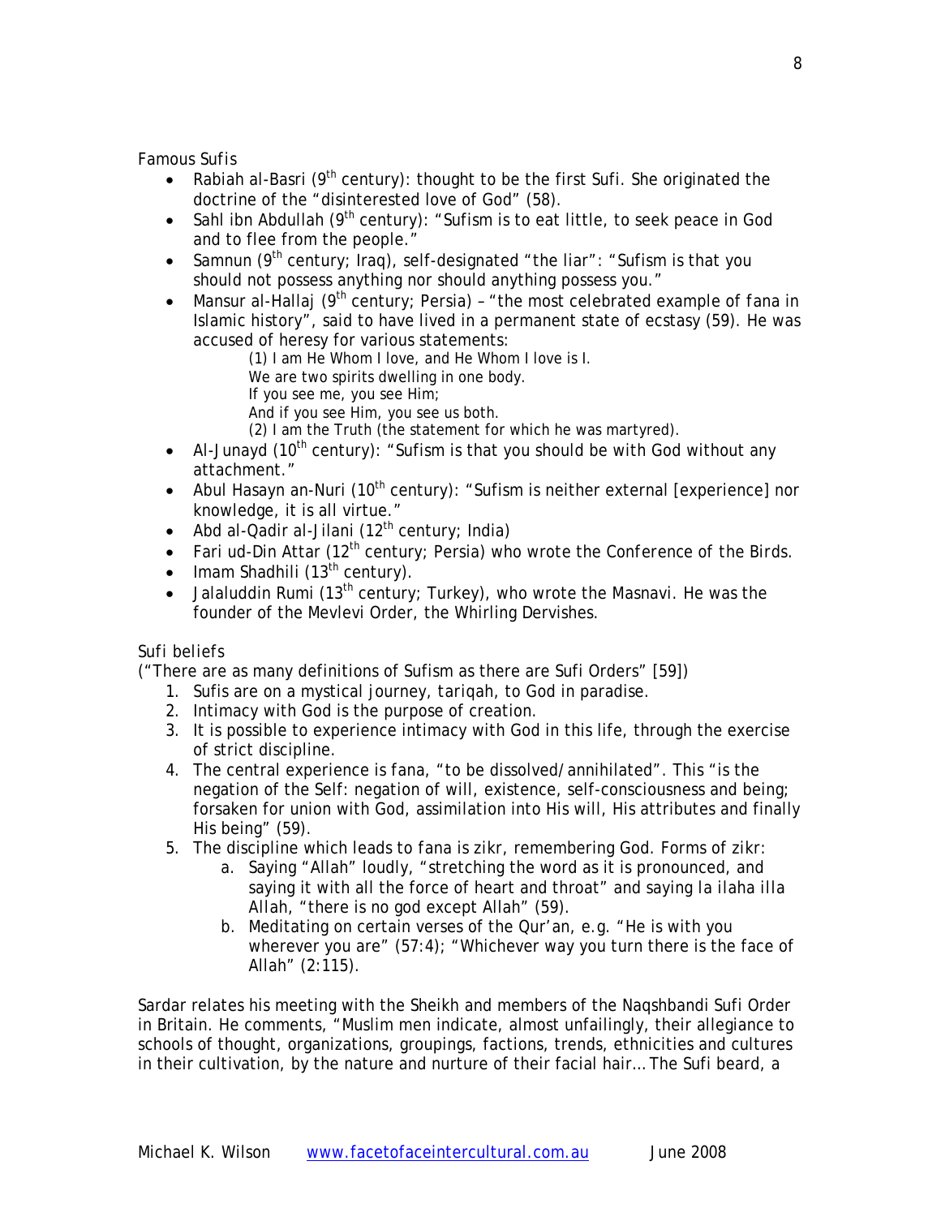*Famous Sufis*

- Rabiah al-Basri (9th century): thought to be the first Sufi. She originated the doctrine of the "disinterested love of God" (58).
- Sahl ibn Abdullah (9th century): "Sufism is to eat little, to seek peace in God and to flee from the people."
- Samnun (9th century; Iraq), self-designated "the liar": "Sufism is that you should not possess anything nor should anything possess you."
- Mansur al-Hallaj (9th century; Persia) – "the most celebrated example of *fana* in Islamic history", said to have lived in a permanent state of ecstasy (59). He was accused of heresy for various statements:

  (1) I am He Whom I love, and He Whom I love is I.
  We are two spirits dwelling in one body.
  If you see me, you see Him;
  And if you see Him, you see us both.
  (2) I am the Truth (the statement for which he was martyred).

- Al-Junayd (10th century): "Sufism is that you should be with God without any attachment."
- Abul Hasayn an-Nuri (10th century): "Sufism is neither external [experience] nor knowledge, it is all virtue."
- Abd al-Qadir al-Jilani (12th century; India)
- Fari ud-Din Attar (12th century; Persia) who wrote the *Conference of the Birds*.
- Imam Shadhili (13th century).
- Jalaluddin Rumi (13th century; Turkey), who wrote the *Masnavi*. He was the founder of the Mevlevi Order, the Whirling Dervishes.

*Sufi beliefs*

("There are as many definitions of Sufism as there are Sufi Orders" [59])

1. Sufis are on a mystical journey, *tariqah*, to God in paradise.
2. Intimacy with God is the purpose of creation.
3. It is possible to experience intimacy with God in this life, through the exercise of strict discipline.
4. The central experience is *fana*, "to be dissolved/annihilated". This "is the negation of the Self: negation of will, existence, self-consciousness and being; forsaken for union with God, assimilation into His will, His attributes and finally His being" (59).
5. The discipline which leads to *fana* is *zikr*, remembering God. Forms of *zikr*:
   a. Saying "Allah" loudly, "stretching the word as it is pronounced, and saying it with all the force of heart and throat" and saying *la ilaha illa Allah*, "there is no god except Allah" (59).
   b. Meditating on certain verses of the Qur'an, e.g. "He is with you wherever you are" (57:4); "Whichever way you turn there is the face of Allah" (2:115).

Sardar relates his meeting with the Sheikh and members of the Naqshbandi Sufi Order in Britain. He comments, "Muslim men indicate, almost unfailingly, their allegiance to schools of thought, organizations, groupings, factions, trends, ethnicities and cultures in their cultivation, by the nature and nurture of their facial hair… The Sufi beard, a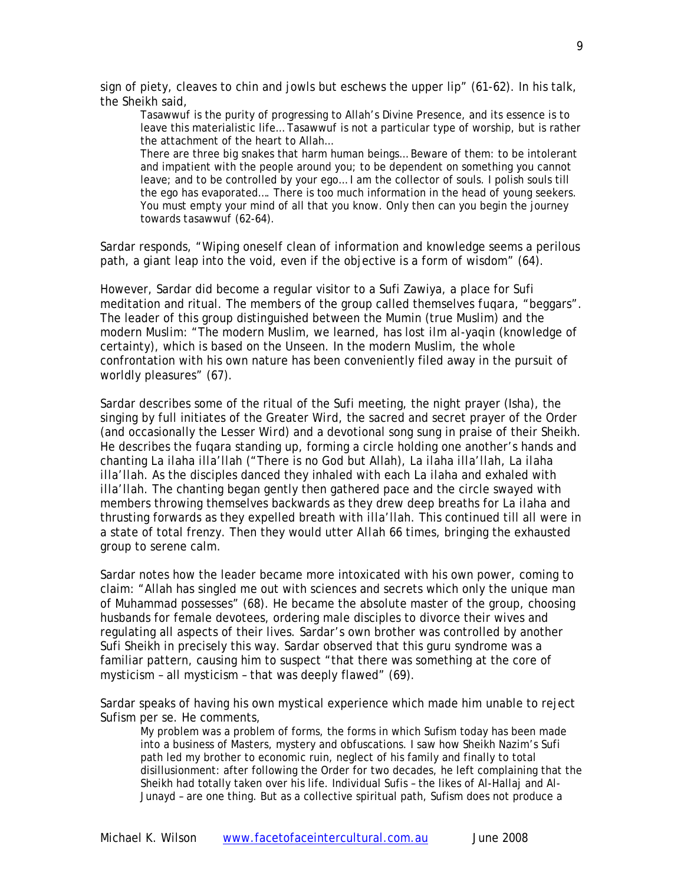sign of piety, cleaves to chin and jowls but eschews the upper lip" (61-62). In his talk, the Sheikh said,

> Tasawwuf is the purity of progressing to Allah's Divine Presence, and its essence is to leave this materialistic life… Tasawwuf is not a particular type of worship, but is rather the attachment of the heart to Allah…
>
> There are three big snakes that harm human beings… Beware of them: to be intolerant and impatient with the people around you; to be dependent on something you cannot leave; and to be controlled by your ego… I am the collector of souls. I polish souls till the ego has evaporated…. There is too much information in the head of young seekers. You must empty your mind of all that you know. Only then can you begin the journey towards tasawwuf (62-64).

Sardar responds, "Wiping oneself clean of information and knowledge seems a perilous path, a giant leap into the void, even if the objective is a form of wisdom" (64).

However, Sardar did become a regular visitor to a Sufi Zawiya, a place for Sufi meditation and ritual. The members of the group called themselves *fuqara*, "beggars". The leader of this group distinguished between the Mumin (true Muslim) and the modern Muslim: "The modern Muslim, we learned, has lost *ilm al-yaqin* (knowledge of certainty), which is based on the Unseen. In the modern Muslim, the whole confrontation with his own nature has been conveniently filed away in the pursuit of worldly pleasures" (67).

Sardar describes some of the ritual of the Sufi meeting, the night prayer (Isha), the singing by full initiates of the Greater Wird, the sacred and secret prayer of the Order (and occasionally the Lesser Wird) and a devotional song sung in praise of their Sheikh. He describes the fuqara standing up, forming a circle holding one another's hands and chanting *La ilaha illa'llah* ("There is no God but Allah), *La ilaha illa'llah*, *La ilaha illa'llah*. As the disciples danced they inhaled with each *La ilaha* and exhaled with *illa'llah*. The chanting began gently then gathered pace and the circle swayed with members throwing themselves backwards as they drew deep breaths for *La ilaha* and thrusting forwards as they expelled breath with *illa'llah*. This continued till all were in a state of total frenzy. Then they would utter *Allah* 66 times, bringing the exhausted group to serene calm.

Sardar notes how the leader became more intoxicated with his own power, coming to claim: "Allah has singled me out with sciences and secrets which only the unique man of Muhammad possesses" (68). He became the absolute master of the group, choosing husbands for female devotees, ordering male disciples to divorce their wives and regulating all aspects of their lives. Sardar's own brother was controlled by another Sufi Sheikh in precisely this way. Sardar observed that this guru syndrome was a familiar pattern, causing him to suspect "that there was something at the core of mysticism – all mysticism – that was deeply flawed" (69).

Sardar speaks of having his own mystical experience which made him unable to reject Sufism per se. He comments,

> My problem was a problem of forms, the forms in which Sufism today has been made into a business of Masters, mystery and obfuscations. I saw how Sheikh Nazim's Sufi path led my brother to economic ruin, neglect of his family and finally to total disillusionment: after following the Order for two decades, he left complaining that the Sheikh had totally taken over his life. Individual Sufis – the likes of Al-Hallaj and Al-Junayd – are one thing. But as a collective spiritual path, Sufism does not produce a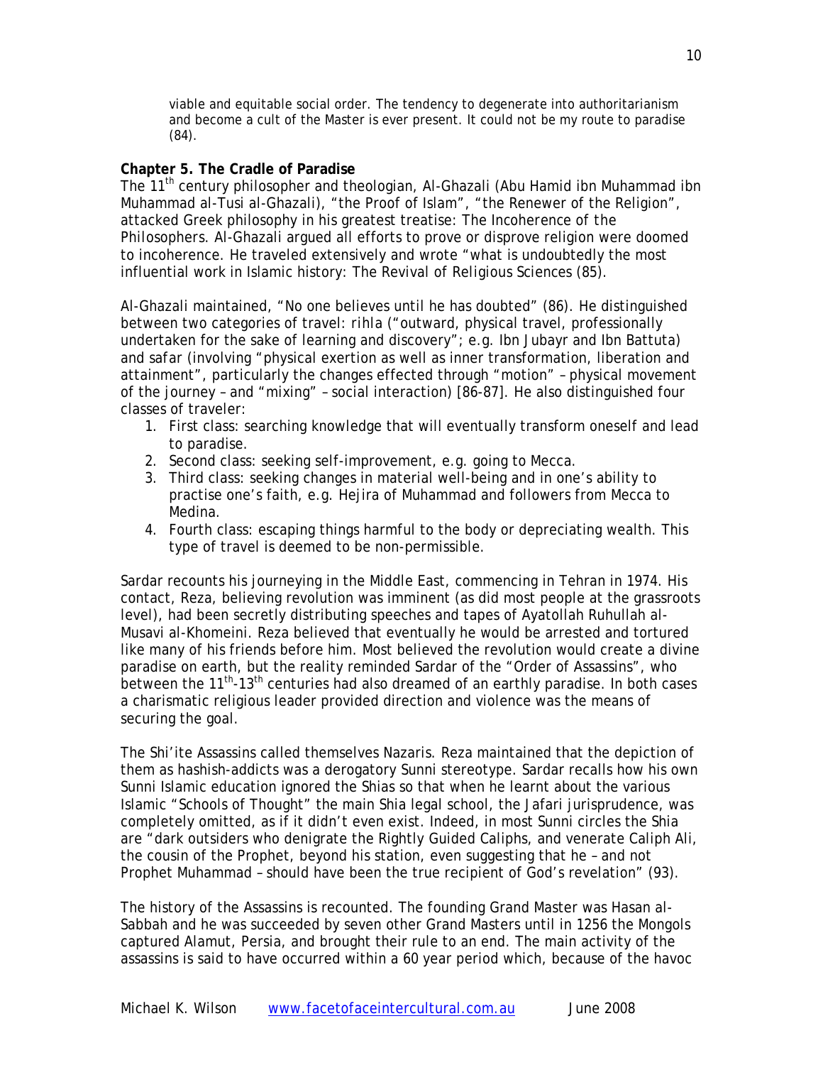viable and equitable social order. The tendency to degenerate into authoritarianism and become a cult of the Master is ever present. It could not be my route to paradise (84).

**Chapter 5. The Cradle of Paradise**

The 11th century philosopher and theologian, Al-Ghazali (Abu Hamid ibn Muhammad ibn Muhammad al-Tusi al-Ghazali), "the Proof of Islam", "the Renewer of the Religion", attacked Greek philosophy in his greatest treatise: *The Incoherence of the Philosophers*. Al-Ghazali argued all efforts to prove or disprove religion were doomed to incoherence. He traveled extensively and wrote "what is undoubtedly the most influential work in Islamic history: *The Revival of Religious Sciences* (85).

Al-Ghazali maintained, "No one believes until he has doubted" (86). He distinguished between two categories of travel: *rihla* ("outward, physical travel, professionally undertaken for the sake of learning and discovery"; e.g. Ibn Jubayr and Ibn Battuta) and *safar* (involving "physical exertion as well as inner transformation, liberation and attainment", particularly the changes effected through "motion" – physical movement of the journey – and "mixing" – social interaction) [86-87]. He also distinguished four classes of traveler:

1. First class: searching knowledge that will eventually transform oneself and lead to paradise.
2. Second class: seeking self-improvement, e.g. going to Mecca.
3. Third class: seeking changes in material well-being and in one's ability to practise one's faith, e.g. Hejira of Muhammad and followers from Mecca to Medina.
4. Fourth class: escaping things harmful to the body or depreciating wealth. This type of travel is deemed to be non-permissible.

Sardar recounts his journeying in the Middle East, commencing in Tehran in 1974. His contact, Reza, believing revolution was imminent (as did most people at the grassroots level), had been secretly distributing speeches and tapes of Ayatollah Ruhullah al-Musavi al-Khomeini. Reza believed that eventually he would be arrested and tortured like many of his friends before him. Most believed the revolution would create a divine paradise on earth, but the reality reminded Sardar of the "Order of Assassins", who between the 11th-13th centuries had also dreamed of an earthly paradise. In both cases a charismatic religious leader provided direction and violence was the means of securing the goal.

The Shi'ite Assassins called themselves Nazaris. Reza maintained that the depiction of them as hashish-addicts was a derogatory Sunni stereotype. Sardar recalls how his own Sunni Islamic education ignored the Shias so that when he learnt about the various Islamic "Schools of Thought" the main Shia legal school, the Jafari jurisprudence, was completely omitted, as if it didn't even exist. Indeed, in most Sunni circles the Shia are "dark outsiders who denigrate the Rightly Guided Caliphs, and venerate Caliph Ali, the cousin of the Prophet, beyond his station, even suggesting that he – and not Prophet Muhammad – should have been the true recipient of God's revelation" (93).

The history of the Assassins is recounted. The founding Grand Master was Hasan al-Sabbah and he was succeeded by seven other Grand Masters until in 1256 the Mongols captured Alamut, Persia, and brought their rule to an end. The main activity of the assassins is said to have occurred within a 60 year period which, because of the havoc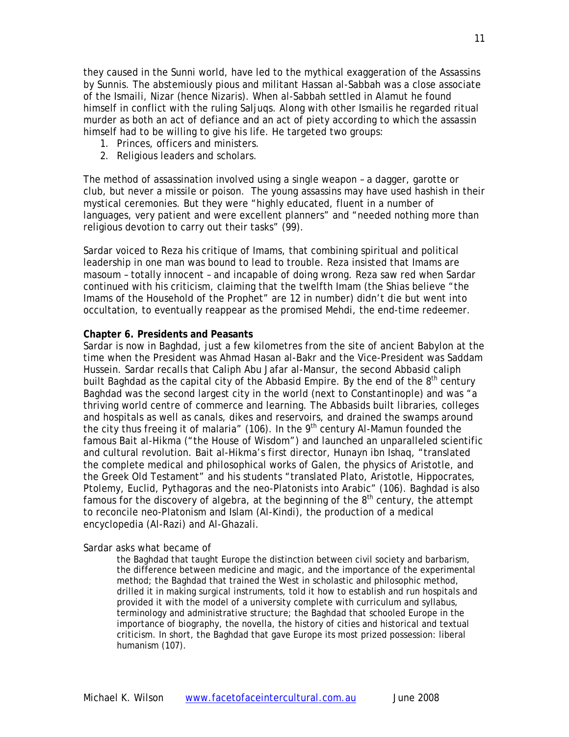they caused in the Sunni world, have led to the mythical exaggeration of the Assassins by Sunnis. The abstemiously pious and militant Hassan al-Sabbah was a close associate of the Ismaili, Nizar (hence Nizaris). When al-Sabbah settled in Alamut he found himself in conflict with the ruling Saljuqs. Along with other Ismailis he regarded ritual murder as both an act of defiance and an act of piety according to which the assassin himself had to be willing to give his life. He targeted two groups:

1. Princes, officers and ministers.
2. Religious leaders and scholars.

The method of assassination involved using a single weapon – a dagger, garotte or club, but never a missile or poison. The young assassins may have used hashish in their mystical ceremonies. But they were "highly educated, fluent in a number of languages, very patient and were excellent planners" and "needed nothing more than religious devotion to carry out their tasks" (99).

Sardar voiced to Reza his critique of Imams, that combining spiritual and political leadership in one man was bound to lead to trouble. Reza insisted that Imams are masoum – totally innocent – and incapable of doing wrong. Reza saw red when Sardar continued with his criticism, claiming that the twelfth Imam (the Shias believe "the Imams of the Household of the Prophet" are 12 in number) didn't die but went into occultation, to eventually reappear as the promised Mehdi, the end-time redeemer.

**Chapter 6. Presidents and Peasants**

Sardar is now in Baghdad, just a few kilometres from the site of ancient Babylon at the time when the President was Ahmad Hasan al-Bakr and the Vice-President was Saddam Hussein. Sardar recalls that Caliph Abu Jafar al-Mansur, the second Abbasid caliph built Baghdad as the capital city of the Abbasid Empire. By the end of the 8th century Baghdad was the second largest city in the world (next to Constantinople) and was "a thriving world centre of commerce and learning. The Abbasids built libraries, colleges and hospitals as well as canals, dikes and reservoirs, and drained the swamps around the city thus freeing it of malaria" (106). In the 9th century Al-Mamun founded the famous Bait al-Hikma ("the House of Wisdom") and launched an unparalleled scientific and cultural revolution. Bait al-Hikma's first director, Hunayn ibn Ishaq, "translated the complete medical and philosophical works of Galen, the physics of Aristotle, and the Greek Old Testament" and his students "translated Plato, Aristotle, Hippocrates, Ptolemy, Euclid, Pythagoras and the neo-Platonists into Arabic" (106). Baghdad is also famous for the discovery of algebra, at the beginning of the 8th century, the attempt to reconcile neo-Platonism and Islam (Al-Kindi), the production of a medical encyclopedia (Al-Razi) and Al-Ghazali.

Sardar asks what became of

> the Baghdad that taught Europe the distinction between civil society and barbarism, the difference between medicine and magic, and the importance of the experimental method; the Baghdad that trained the West in scholastic and philosophic method, drilled it in making surgical instruments, told it how to establish and run hospitals and provided it with the model of a university complete with curriculum and syllabus, terminology and administrative structure; the Baghdad that schooled Europe in the importance of biography, the novella, the history of cities and historical and textual criticism. In short, the Baghdad that gave Europe its most prized possession: liberal humanism (107).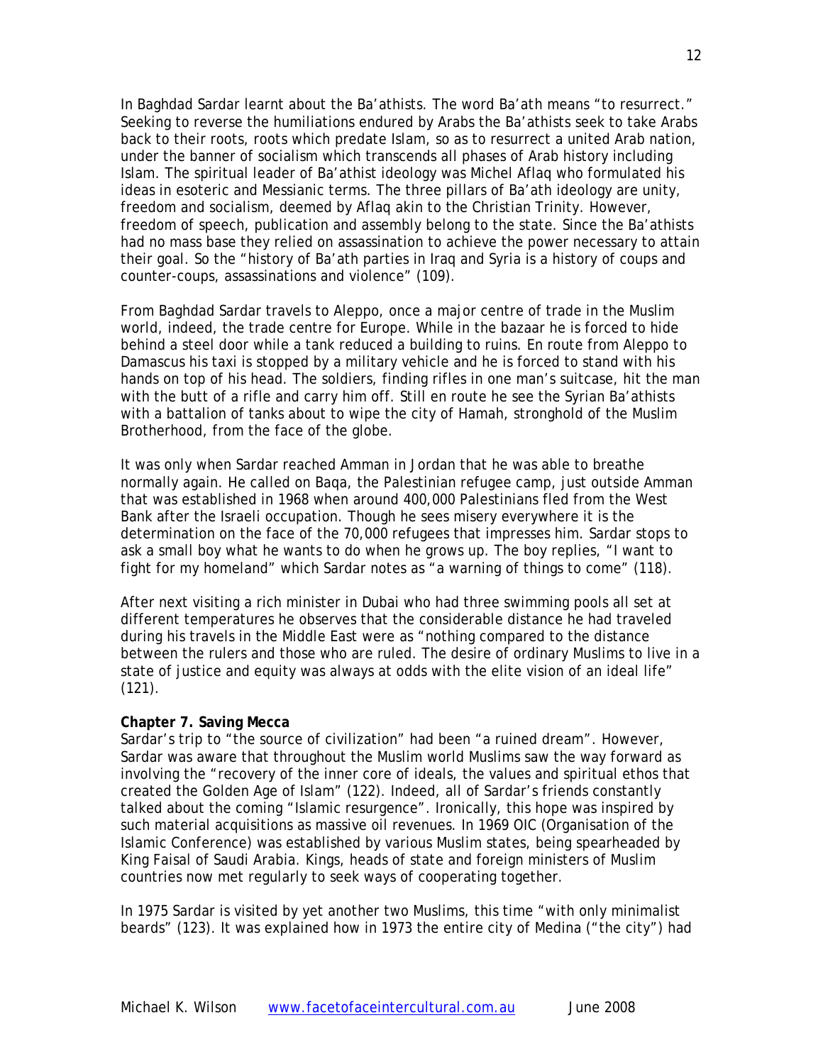In Baghdad Sardar learnt about the Ba'athists. The word Ba'ath means "to resurrect." Seeking to reverse the humiliations endured by Arabs the Ba'athists seek to take Arabs back to their roots, roots which predate Islam, so as to resurrect a united Arab nation, under the banner of socialism which transcends all phases of Arab history including Islam. The spiritual leader of Ba'athist ideology was Michel Aflaq who formulated his ideas in esoteric and Messianic terms. The three pillars of Ba'ath ideology are unity, freedom and socialism, deemed by Aflaq akin to the Christian Trinity. However, freedom of speech, publication and assembly belong to the state. Since the Ba'athists had no mass base they relied on assassination to achieve the power necessary to attain their goal. So the "history of Ba'ath parties in Iraq and Syria is a history of coups and counter-coups, assassinations and violence" (109).

From Baghdad Sardar travels to Aleppo, once a major centre of trade in the Muslim world, indeed, the trade centre for Europe. While in the bazaar he is forced to hide behind a steel door while a tank reduced a building to ruins. En route from Aleppo to Damascus his taxi is stopped by a military vehicle and he is forced to stand with his hands on top of his head. The soldiers, finding rifles in one man's suitcase, hit the man with the butt of a rifle and carry him off. Still en route he see the Syrian Ba'athists with a battalion of tanks about to wipe the city of Hamah, stronghold of the Muslim Brotherhood, from the face of the globe.

It was only when Sardar reached Amman in Jordan that he was able to breathe normally again. He called on Baqa, the Palestinian refugee camp, just outside Amman that was established in 1968 when around 400,000 Palestinians fled from the West Bank after the Israeli occupation. Though he sees misery everywhere it is the determination on the face of the 70,000 refugees that impresses him. Sardar stops to ask a small boy what he wants to do when he grows up. The boy replies, "I want to fight for my homeland" which Sardar notes as "a warning of things to come" (118).

After next visiting a rich minister in Dubai who had three swimming pools all set at different temperatures he observes that the considerable distance he had traveled during his travels in the Middle East were as "nothing compared to the distance between the rulers and those who are ruled. The desire of ordinary Muslims to live in a state of justice and equity was always at odds with the elite vision of an ideal life" (121).

**Chapter 7. Saving Mecca**

Sardar's trip to "the source of civilization" had been "a ruined dream". However, Sardar was aware that throughout the Muslim world Muslims saw the way forward as involving the "recovery of the inner core of ideals, the values and spiritual ethos that created the Golden Age of Islam" (122). Indeed, all of Sardar's friends constantly talked about the coming "Islamic resurgence". Ironically, this hope was inspired by such material acquisitions as massive oil revenues. In 1969 OIC (Organisation of the Islamic Conference) was established by various Muslim states, being spearheaded by King Faisal of Saudi Arabia. Kings, heads of state and foreign ministers of Muslim countries now met regularly to seek ways of cooperating together.

In 1975 Sardar is visited by yet another two Muslims, this time "with only minimalist beards" (123). It was explained how in 1973 the entire city of Medina ("the city") had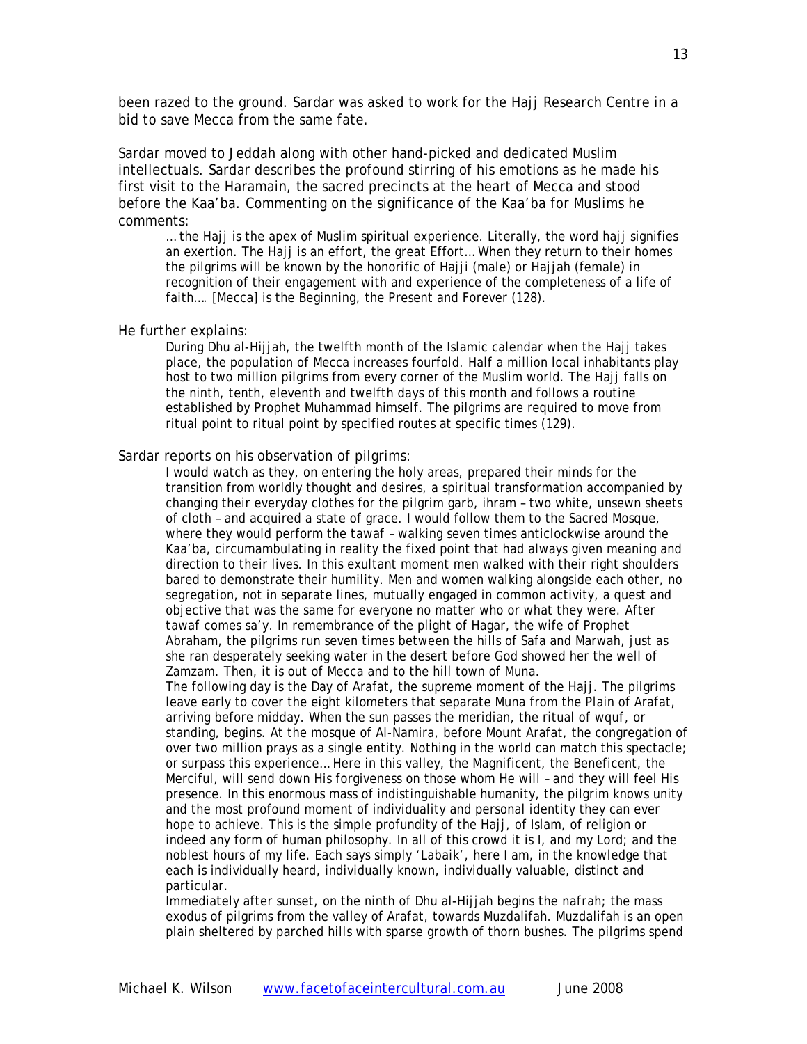been razed to the ground. Sardar was asked to work for the Hajj Research Centre in a bid to save Mecca from the same fate.

Sardar moved to Jeddah along with other hand-picked and dedicated Muslim intellectuals. Sardar describes the profound stirring of his emotions as he made his first visit to the Haramain, the sacred precincts at the heart of Mecca and stood before the Kaa'ba. Commenting on the significance of the Kaa'ba for Muslims he comments:

> … the Hajj is the apex of Muslim spiritual experience. Literally, the word hajj signifies an exertion. The Hajj is an effort, the great Effort… When they return to their homes the pilgrims will be known by the honorific of Hajji (male) or Hajjah (female) in recognition of their engagement with and experience of the completeness of a life of faith…. [Mecca] is the Beginning, the Present and Forever (128).

He further explains:

> During Dhu al-Hijjah, the twelfth month of the Islamic calendar when the Hajj takes place, the population of Mecca increases fourfold. Half a million local inhabitants play host to two million pilgrims from every corner of the Muslim world. The Hajj falls on the ninth, tenth, eleventh and twelfth days of this month and follows a routine established by Prophet Muhammad himself. The pilgrims are required to move from ritual point to ritual point by specified routes at specific times (129).

Sardar reports on his observation of pilgrims:

> I would watch as they, on entering the holy areas, prepared their minds for the transition from worldly thought and desires, a spiritual transformation accompanied by changing their everyday clothes for the pilgrim garb, ihram – two white, unsewn sheets of cloth – and acquired a state of grace. I would follow them to the Sacred Mosque, where they would perform the tawaf – walking seven times anticlockwise around the Kaa'ba, circumambulating in reality the fixed point that had always given meaning and direction to their lives. In this exultant moment men walked with their right shoulders bared to demonstrate their humility. Men and women walking alongside each other, no segregation, not in separate lines, mutually engaged in common activity, a quest and objective that was the same for everyone no matter who or what they were. After tawaf comes sa'y. In remembrance of the plight of Hagar, the wife of Prophet Abraham, the pilgrims run seven times between the hills of Safa and Marwah, just as she ran desperately seeking water in the desert before God showed her the well of Zamzam. Then, it is out of Mecca and to the hill town of Muna.
>
> The following day is the Day of Arafat, the supreme moment of the Hajj. The pilgrims leave early to cover the eight kilometers that separate Muna from the Plain of Arafat, arriving before midday. When the sun passes the meridian, the ritual of wquf, or standing, begins. At the mosque of Al-Namira, before Mount Arafat, the congregation of over two million prays as a single entity. Nothing in the world can match this spectacle; or surpass this experience… Here in this valley, the Magnificent, the Beneficent, the Merciful, will send down His forgiveness on those whom He will – and they will feel His presence. In this enormous mass of indistinguishable humanity, the pilgrim knows unity and the most profound moment of individuality and personal identity they can ever hope to achieve. This is the simple profundity of the Hajj, of Islam, of religion or indeed any form of human philosophy. In all of this crowd it is I, and my Lord; and the noblest hours of my life. Each says simply 'Labaik', here I am, in the knowledge that each is individually heard, individually known, individually valuable, distinct and particular.
>
> Immediately after sunset, on the ninth of Dhu al-Hijjah begins the nafrah; the mass exodus of pilgrims from the valley of Arafat, towards Muzdalifah. Muzdalifah is an open plain sheltered by parched hills with sparse growth of thorn bushes. The pilgrims spend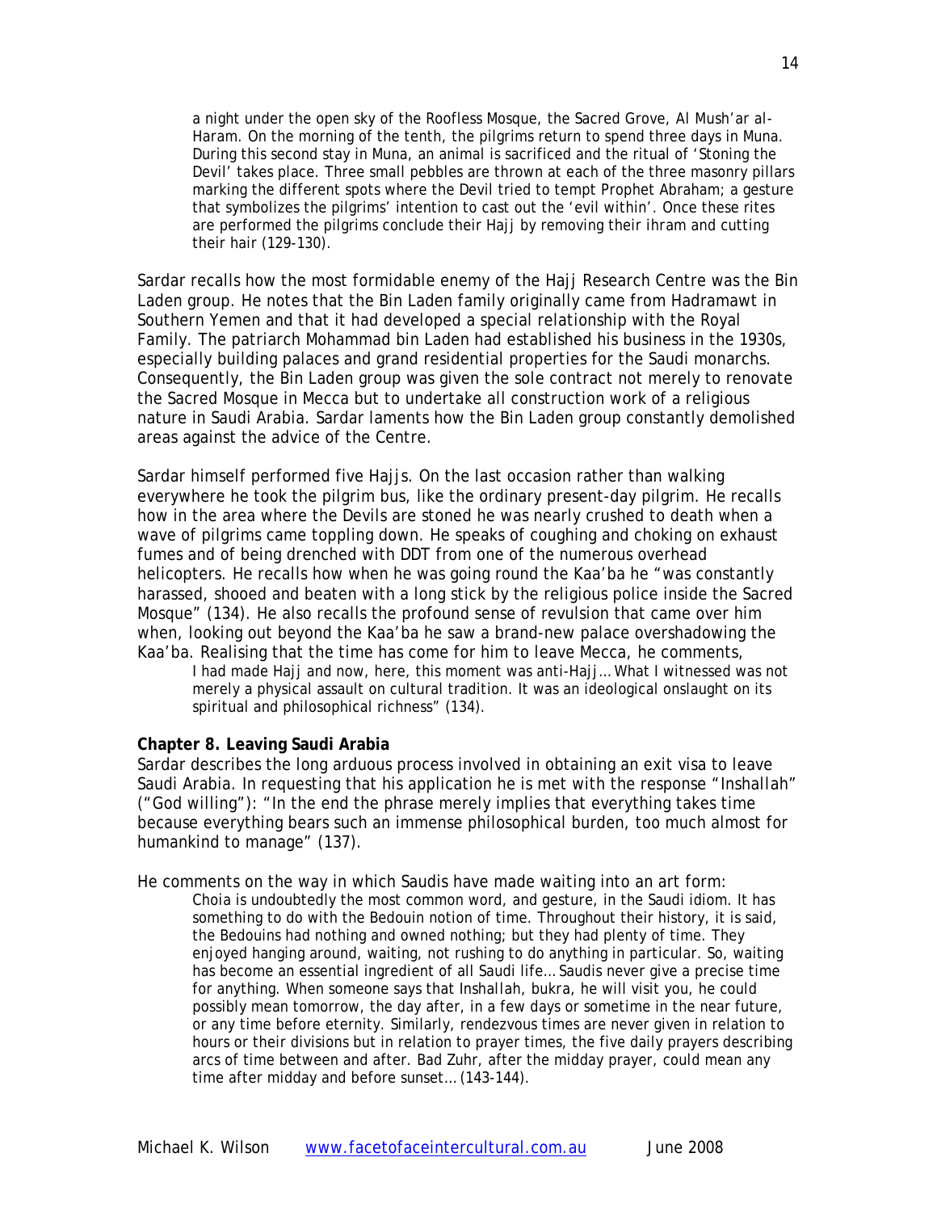a night under the open sky of the Roofless Mosque, the Sacred Grove, Al Mush'ar al-Haram. On the morning of the tenth, the pilgrims return to spend three days in Muna. During this second stay in Muna, an animal is sacrificed and the ritual of 'Stoning the Devil' takes place. Three small pebbles are thrown at each of the three masonry pillars marking the different spots where the Devil tried to tempt Prophet Abraham; a gesture that symbolizes the pilgrims' intention to cast out the 'evil within'. Once these rites are performed the pilgrims conclude their Hajj by removing their ihram and cutting their hair (129-130).

Sardar recalls how the most formidable enemy of the Hajj Research Centre was the Bin Laden group. He notes that the Bin Laden family originally came from Hadramawt in Southern Yemen and that it had developed a special relationship with the Royal Family. The patriarch Mohammad bin Laden had established his business in the 1930s, especially building palaces and grand residential properties for the Saudi monarchs. Consequently, the Bin Laden group was given the sole contract not merely to renovate the Sacred Mosque in Mecca but to undertake all construction work of a religious nature in Saudi Arabia. Sardar laments how the Bin Laden group constantly demolished areas against the advice of the Centre.

Sardar himself performed five Hajjs. On the last occasion rather than walking everywhere he took the pilgrim bus, like the ordinary present-day pilgrim. He recalls how in the area where the Devils are stoned he was nearly crushed to death when a wave of pilgrims came toppling down. He speaks of coughing and choking on exhaust fumes and of being drenched with DDT from one of the numerous overhead helicopters. He recalls how when he was going round the Kaa'ba he "was constantly harassed, shooed and beaten with a long stick by the religious police inside the Sacred Mosque" (134). He also recalls the profound sense of revulsion that came over him when, looking out beyond the Kaa'ba he saw a brand-new palace overshadowing the Kaa'ba. Realising that the time has come for him to leave Mecca, he comments,

> I had made Hajj and now, here, this moment was anti-Hajj… What I witnessed was not merely a physical assault on cultural tradition. It was an ideological onslaught on its spiritual and philosophical richness" (134).

**Chapter 8. Leaving Saudi Arabia**

Sardar describes the long arduous process involved in obtaining an exit visa to leave Saudi Arabia. In requesting that his application he is met with the response "Inshallah" ("God willing"): "In the end the phrase merely implies that everything takes time because everything bears such an immense philosophical burden, too much almost for humankind to manage" (137).

He comments on the way in which Saudis have made waiting into an art form:

> Choia is undoubtedly the most common word, and gesture, in the Saudi idiom. It has something to do with the Bedouin notion of time. Throughout their history, it is said, the Bedouins had nothing and owned nothing; but they had plenty of time. They enjoyed hanging around, waiting, not rushing to do anything in particular. So, waiting has become an essential ingredient of all Saudi life… Saudis never give a precise time for anything. When someone says that Inshallah, bukra, he will visit you, he could possibly mean tomorrow, the day after, in a few days or sometime in the near future, or any time before eternity. Similarly, rendezvous times are never given in relation to hours or their divisions but in relation to prayer times, the five daily prayers describing arcs of time between and after. Bad Zuhr, after the midday prayer, could mean any time after midday and before sunset… (143-144).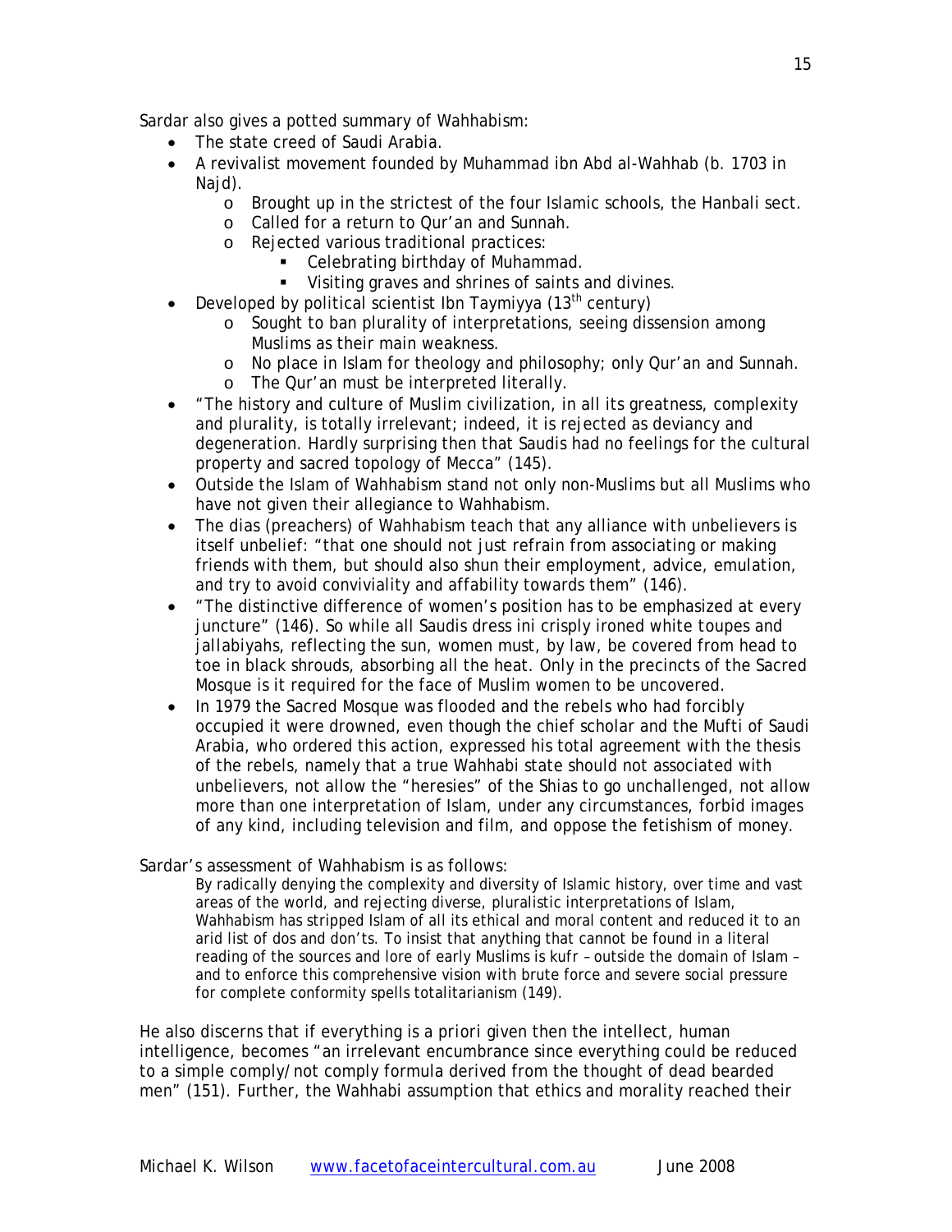Sardar also gives a potted summary of Wahhabism:

- The state creed of Saudi Arabia.
- A revivalist movement founded by Muhammad ibn Abd al-Wahhab (b. 1703 in Najd).
    - Brought up in the strictest of the four Islamic schools, the Hanbali sect.
    - Called for a return to Qur'an and Sunnah.
    - Rejected various traditional practices:
        - Celebrating birthday of Muhammad.
        - Visiting graves and shrines of saints and divines.
- Developed by political scientist Ibn Taymiyya (13th century)
    - Sought to ban plurality of interpretations, seeing dissension among Muslims as their main weakness.
    - No place in Islam for theology and philosophy; only Qur'an and Sunnah.
    - The Qur'an must be interpreted literally.
- "The history and culture of Muslim civilization, in all its greatness, complexity and plurality, is totally irrelevant; indeed, it is rejected as deviancy and degeneration. Hardly surprising then that Saudis had no feelings for the cultural property and sacred topology of Mecca" (145).
- Outside the Islam of Wahhabism stand not only non-Muslims but all Muslims who have not given their allegiance to Wahhabism.
- The dias (preachers) of Wahhabism teach that any alliance with unbelievers is itself unbelief: "that one should not just refrain from associating or making friends with them, but should also shun their employment, advice, emulation, and try to avoid conviviality and affability towards them" (146).
- "The distinctive difference of women's position has to be emphasized at every juncture" (146). So while all Saudis dress ini crisply ironed white toupes and *jallabiyahs*, reflecting the sun, women must, by law, be covered from head to toe in black shrouds, absorbing all the heat. Only in the precincts of the Sacred Mosque is it required for the face of Muslim women to be uncovered.
- In 1979 the Sacred Mosque was flooded and the rebels who had forcibly occupied it were drowned, even though the chief scholar and the Mufti of Saudi Arabia, who ordered this action, expressed his total agreement with the thesis of the rebels, namely that a true Wahhabi state should not associated with unbelievers, not allow the "heresies" of the Shias to go unchallenged, not allow more than one interpretation of Islam, under any circumstances, forbid images of any kind, including television and film, and oppose the fetishism of money.

Sardar's assessment of Wahhabism is as follows:

> By radically denying the complexity and diversity of Islamic history, over time and vast areas of the world, and rejecting diverse, pluralistic interpretations of Islam, Wahhabism has stripped Islam of all its ethical and moral content and reduced it to an arid list of dos and don'ts. To insist that anything that cannot be found in a literal reading of the sources and lore of early Muslims is *kufr* – outside the domain of Islam – and to enforce this comprehensive vision with brute force and severe social pressure for complete conformity spells totalitarianism (149).

He also discerns that if everything is *a priori* given then the intellect, human intelligence, becomes "an irrelevant encumbrance since everything could be reduced to a simple comply/not comply formula derived from the thought of dead bearded men" (151). Further, the Wahhabi assumption that ethics and morality reached their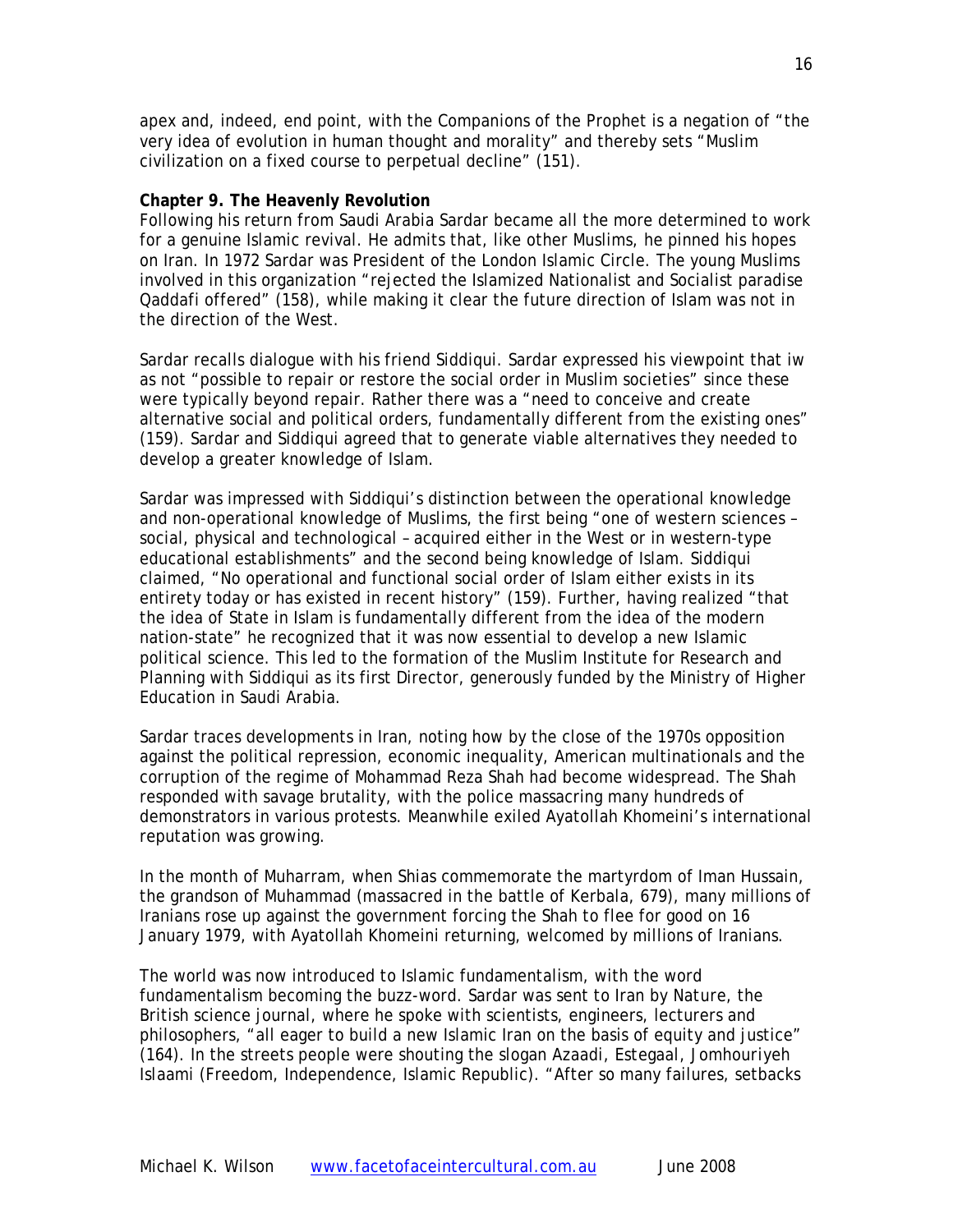apex and, indeed, end point, with the Companions of the Prophet is a negation of "the very idea of evolution in human thought and morality" and thereby sets "Muslim civilization on a fixed course to perpetual decline" (151).

**Chapter 9. The Heavenly Revolution**

Following his return from Saudi Arabia Sardar became all the more determined to work for a genuine Islamic revival. He admits that, like other Muslims, he pinned his hopes on Iran. In 1972 Sardar was President of the London Islamic Circle. The young Muslims involved in this organization "rejected the Islamized Nationalist and Socialist paradise Qaddafi offered" (158), while making it clear the future direction of Islam was not in the direction of the West.

Sardar recalls dialogue with his friend Siddiqui. Sardar expressed his viewpoint that iw as not "possible to repair or restore the social order in Muslim societies" since these were typically beyond repair. Rather there was a "need to conceive and create alternative social and political orders, fundamentally different from the existing ones" (159). Sardar and Siddiqui agreed that to generate viable alternatives they needed to develop a greater knowledge of Islam.

Sardar was impressed with Siddiqui's distinction between the operational knowledge and non-operational knowledge of Muslims, the first being "one of western sciences – social, physical and technological – acquired either in the West or in western-type educational establishments" and the second being knowledge of Islam. Siddiqui claimed, "No operational and functional social order of Islam either exists in its entirety today or has existed in recent history" (159). Further, having realized "that the idea of State in Islam is fundamentally different from the idea of the modern nation-state" he recognized that it was now essential to develop a new Islamic political science. This led to the formation of the Muslim Institute for Research and Planning with Siddiqui as its first Director, generously funded by the Ministry of Higher Education in Saudi Arabia.

Sardar traces developments in Iran, noting how by the close of the 1970s opposition against the political repression, economic inequality, American multinationals and the corruption of the regime of Mohammad Reza Shah had become widespread. The Shah responded with savage brutality, with the police massacring many hundreds of demonstrators in various protests. Meanwhile exiled Ayatollah Khomeini's international reputation was growing.

In the month of Muharram, when Shias commemorate the martyrdom of Iman Hussain, the grandson of Muhammad (massacred in the battle of Kerbala, 679), many millions of Iranians rose up against the government forcing the Shah to flee for good on 16 January 1979, with Ayatollah Khomeini returning, welcomed by millions of Iranians.

The world was now introduced to Islamic fundamentalism, with the word fundamentalism becoming the buzz-word. Sardar was sent to Iran by Nature, the British science journal, where he spoke with scientists, engineers, lecturers and philosophers, "all eager to build a new Islamic Iran on the basis of equity and justice" (164). In the streets people were shouting the slogan Azaadi, Estegaal, Jomhouriyeh Islaami (Freedom, Independence, Islamic Republic). "After so many failures, setbacks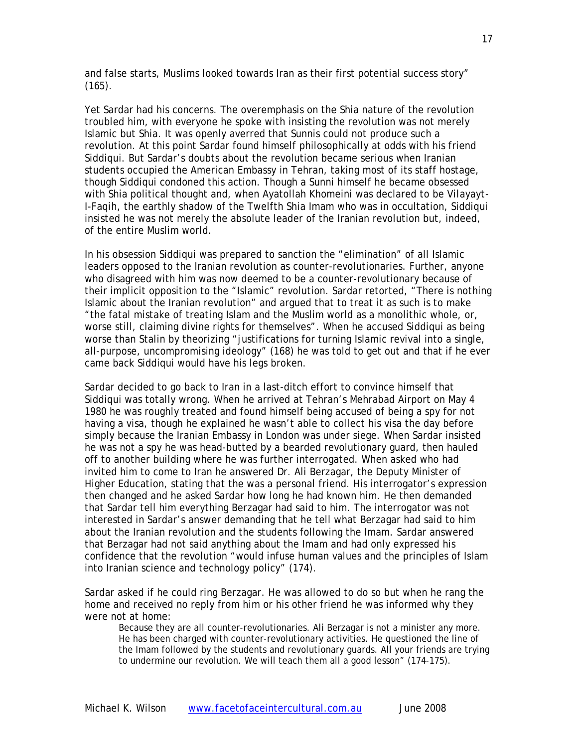and false starts, Muslims looked towards Iran as their first potential success story" (165).

Yet Sardar had his concerns. The overemphasis on the Shia nature of the revolution troubled him, with everyone he spoke with insisting the revolution was not merely Islamic but Shia. It was openly averred that Sunnis could not produce such a revolution. At this point Sardar found himself philosophically at odds with his friend Siddiqui. But Sardar's doubts about the revolution became serious when Iranian students occupied the American Embassy in Tehran, taking most of its staff hostage, though Siddiqui condoned this action. Though a Sunni himself he became obsessed with Shia political thought and, when Ayatollah Khomeini was declared to be Vilayayt-I-Faqih, the earthly shadow of the Twelfth Shia Imam who was in occultation, Siddiqui insisted he was not merely the absolute leader of the Iranian revolution but, indeed, of the entire Muslim world.

In his obsession Siddiqui was prepared to sanction the "elimination" of all Islamic leaders opposed to the Iranian revolution as counter-revolutionaries. Further, anyone who disagreed with him was now deemed to be a counter-revolutionary because of their implicit opposition to the "Islamic" revolution. Sardar retorted, "There is nothing Islamic about the Iranian revolution" and argued that to treat it as such is to make "the fatal mistake of treating Islam and the Muslim world as a monolithic whole, or, worse still, claiming divine rights for themselves". When he accused Siddiqui as being worse than Stalin by theorizing "justifications for turning Islamic revival into a single, all-purpose, uncompromising ideology" (168) he was told to get out and that if he ever came back Siddiqui would have his legs broken.

Sardar decided to go back to Iran in a last-ditch effort to convince himself that Siddiqui was totally wrong. When he arrived at Tehran's Mehrabad Airport on May 4 1980 he was roughly treated and found himself being accused of being a spy for not having a visa, though he explained he wasn't able to collect his visa the day before simply because the Iranian Embassy in London was under siege. When Sardar insisted he was not a spy he was head-butted by a bearded revolutionary guard, then hauled off to another building where he was further interrogated. When asked who had invited him to come to Iran he answered Dr. Ali Berzagar, the Deputy Minister of Higher Education, stating that the was a personal friend. His interrogator's expression then changed and he asked Sardar how long he had known him. He then demanded that Sardar tell him everything Berzagar had said to him. The interrogator was not interested in Sardar's answer demanding that he tell what Berzagar had said to him about the Iranian revolution and the students following the Imam. Sardar answered that Berzagar had not said anything about the Imam and had only expressed his confidence that the revolution "would infuse human values and the principles of Islam into Iranian science and technology policy" (174).

Sardar asked if he could ring Berzagar. He was allowed to do so but when he rang the home and received no reply from him or his other friend he was informed why they were not at home:

> Because they are all counter-revolutionaries. Ali Berzagar is not a minister any more. He has been charged with counter-revolutionary activities. He questioned the line of the Imam followed by the students and revolutionary guards. All your friends are trying to undermine our revolution. We will teach them all a good lesson" (174-175).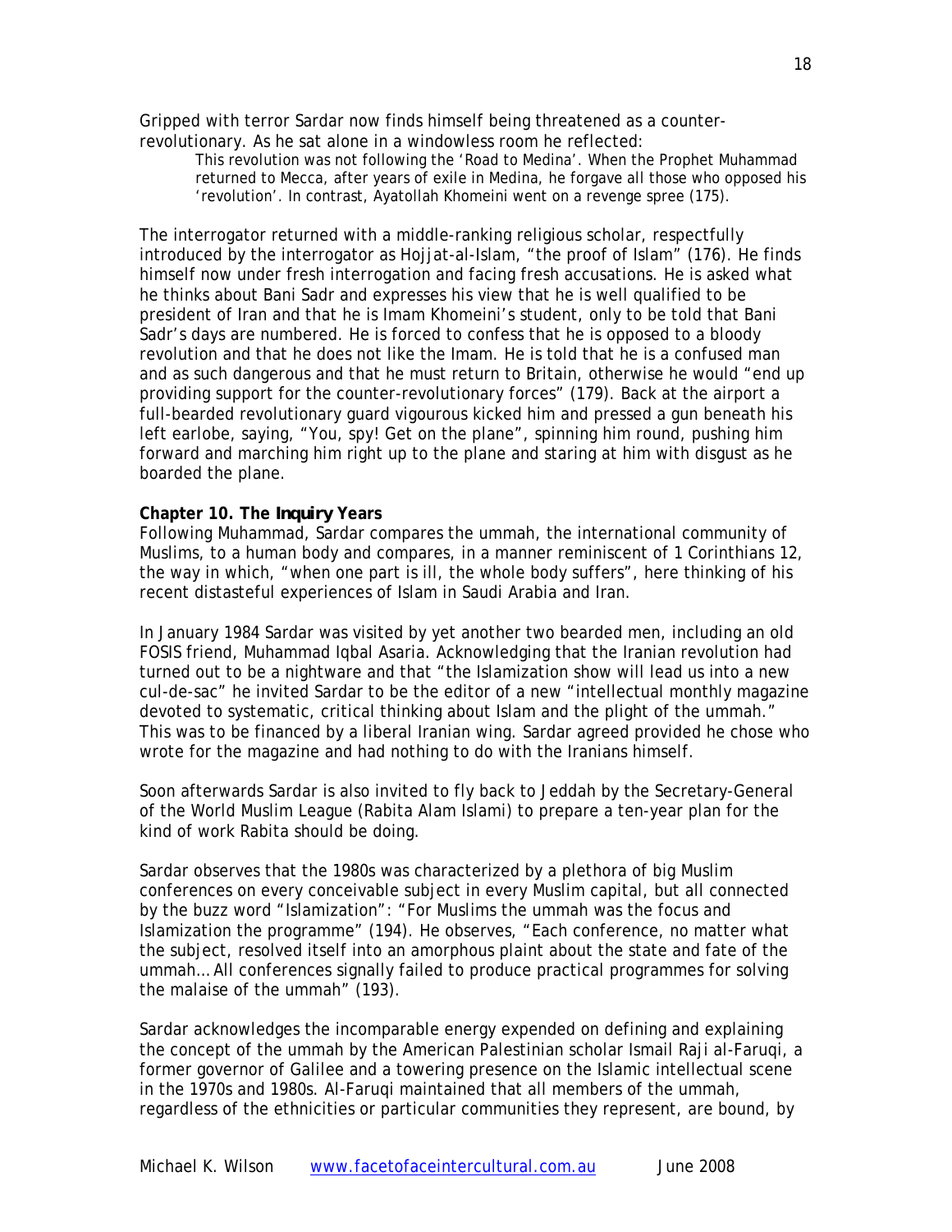Gripped with terror Sardar now finds himself being threatened as a counter-revolutionary. As he sat alone in a windowless room he reflected:

> This revolution was not following the 'Road to Medina'. When the Prophet Muhammad returned to Mecca, after years of exile in Medina, he forgave all those who opposed his 'revolution'. In contrast, Ayatollah Khomeini went on a revenge spree (175).

The interrogator returned with a middle-ranking religious scholar, respectfully introduced by the interrogator as Hojjat-al-Islam, "the proof of Islam" (176). He finds himself now under fresh interrogation and facing fresh accusations. He is asked what he thinks about Bani Sadr and expresses his view that he is well qualified to be president of Iran and that he is Imam Khomeini's student, only to be told that Bani Sadr's days are numbered. He is forced to confess that he is opposed to a bloody revolution and that he does not like the Imam. He is told that he is a confused man and as such dangerous and that he must return to Britain, otherwise he would "end up providing support for the counter-revolutionary forces" (179). Back at the airport a full-bearded revolutionary guard vigourous kicked him and pressed a gun beneath his left earlobe, saying, "You, spy! Get on the plane", spinning him round, pushing him forward and marching him right up to the plane and staring at him with disgust as he boarded the plane.

**Chapter 10. The *Inquiry* Years**

Following Muhammad, Sardar compares the ummah, the international community of Muslims, to a human body and compares, in a manner reminiscent of 1 Corinthians 12, the way in which, "when one part is ill, the whole body suffers", here thinking of his recent distasteful experiences of Islam in Saudi Arabia and Iran.

In January 1984 Sardar was visited by yet another two bearded men, including an old FOSIS friend, Muhammad Iqbal Asaria. Acknowledging that the Iranian revolution had turned out to be a nightware and that "the Islamization show will lead us into a new cul-de-sac" he invited Sardar to be the editor of a new "intellectual monthly magazine devoted to systematic, critical thinking about Islam and the plight of the ummah." This was to be financed by a liberal Iranian wing. Sardar agreed provided he chose who wrote for the magazine and had nothing to do with the Iranians himself.

Soon afterwards Sardar is also invited to fly back to Jeddah by the Secretary-General of the World Muslim League (Rabita Alam Islami) to prepare a ten-year plan for the kind of work Rabita should be doing.

Sardar observes that the 1980s was characterized by a plethora of big Muslim conferences on every conceivable subject in every Muslim capital, but all connected by the buzz word "Islamization": "For Muslims the ummah was the focus and Islamization the programme" (194). He observes, "Each conference, no matter what the subject, resolved itself into an amorphous plaint about the state and fate of the ummah… All conferences signally failed to produce practical programmes for solving the malaise of the ummah" (193).

Sardar acknowledges the incomparable energy expended on defining and explaining the concept of the ummah by the American Palestinian scholar Ismail Raji al-Faruqi, a former governor of Galilee and a towering presence on the Islamic intellectual scene in the 1970s and 1980s. Al-Faruqi maintained that all members of the ummah, regardless of the ethnicities or particular communities they represent, are bound, by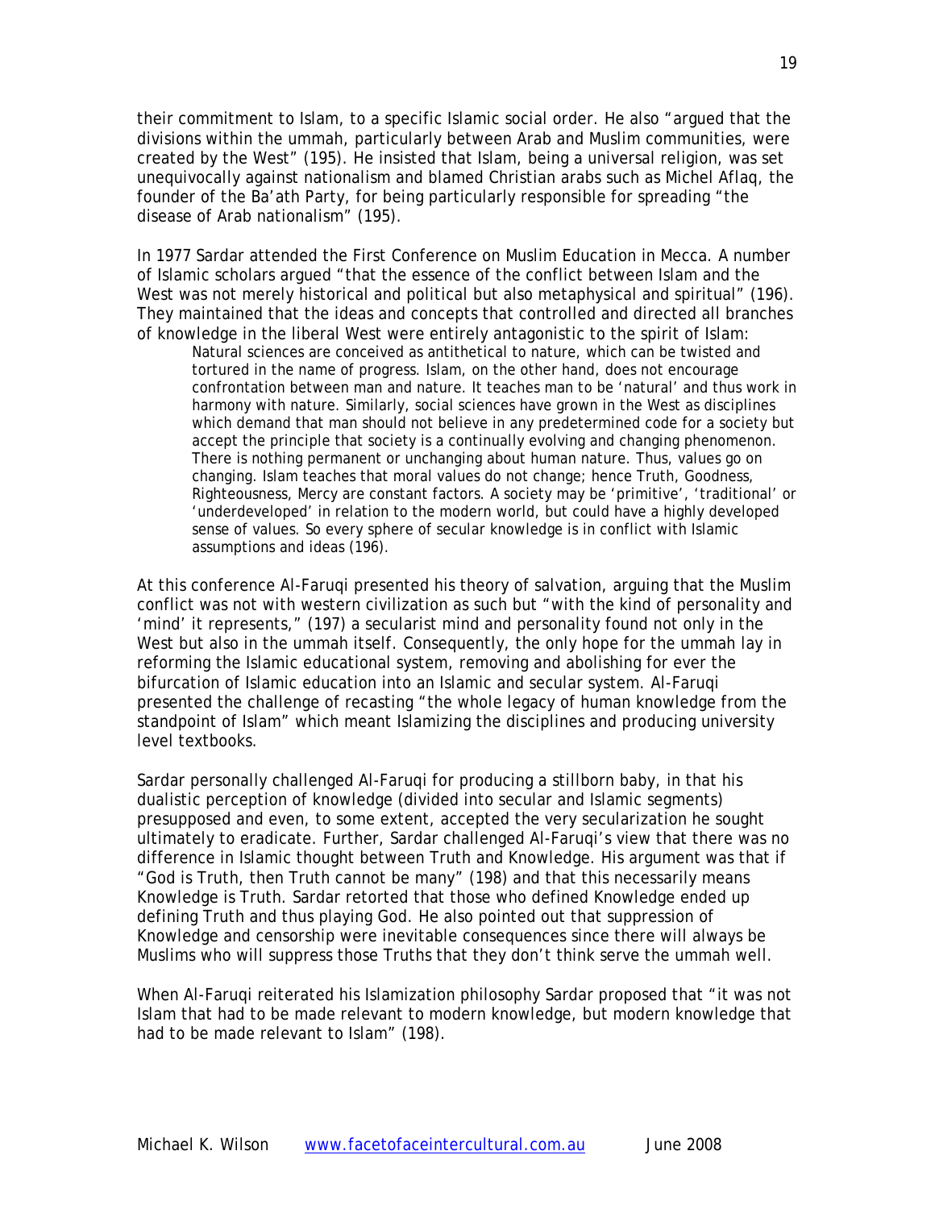their commitment to Islam, to a specific Islamic social order. He also "argued that the divisions within the ummah, particularly between Arab and Muslim communities, were created by the West" (195). He insisted that Islam, being a universal religion, was set unequivocally against nationalism and blamed Christian arabs such as Michel Aflaq, the founder of the Ba'ath Party, for being particularly responsible for spreading "the disease of Arab nationalism" (195).

In 1977 Sardar attended the First Conference on Muslim Education in Mecca. A number of Islamic scholars argued "that the essence of the conflict between Islam and the West was not merely historical and political but also metaphysical and spiritual" (196). They maintained that the ideas and concepts that controlled and directed all branches of knowledge in the liberal West were entirely antagonistic to the spirit of Islam:

> Natural sciences are conceived as antithetical to nature, which can be twisted and tortured in the name of progress. Islam, on the other hand, does not encourage confrontation between man and nature. It teaches man to be 'natural' and thus work in harmony with nature. Similarly, social sciences have grown in the West as disciplines which demand that man should not believe in any predetermined code for a society but accept the principle that society is a continually evolving and changing phenomenon. There is nothing permanent or unchanging about human nature. Thus, values go on changing. Islam teaches that moral values do not change; hence Truth, Goodness, Righteousness, Mercy are constant factors. A society may be 'primitive', 'traditional' or 'underdeveloped' in relation to the modern world, but could have a highly developed sense of values. So every sphere of secular knowledge is in conflict with Islamic assumptions and ideas (196).

At this conference Al-Faruqi presented his theory of salvation, arguing that the Muslim conflict was not with western civilization as such but "with the kind of personality and 'mind' it represents," (197) a secularist mind and personality found not only in the West but also in the ummah itself. Consequently, the only hope for the ummah lay in reforming the Islamic educational system, removing and abolishing for ever the bifurcation of Islamic education into an Islamic and secular system. Al-Faruqi presented the challenge of recasting "the whole legacy of human knowledge from the standpoint of Islam" which meant Islamizing the disciplines and producing university level textbooks.

Sardar personally challenged Al-Faruqi for producing a stillborn baby, in that his dualistic perception of knowledge (divided into secular and Islamic segments) presupposed and even, to some extent, accepted the very secularization he sought ultimately to eradicate. Further, Sardar challenged Al-Faruqi's view that there was no difference in Islamic thought between Truth and Knowledge. His argument was that if "God is Truth, then Truth cannot be many" (198) and that this necessarily means Knowledge is Truth. Sardar retorted that those who defined Knowledge ended up defining Truth and thus playing God. He also pointed out that suppression of Knowledge and censorship were inevitable consequences since there will always be Muslims who will suppress those Truths that they don't think serve the ummah well.

When Al-Faruqi reiterated his Islamization philosophy Sardar proposed that "it was not Islam that had to be made relevant to modern knowledge, but modern knowledge that had to be made relevant to Islam" (198).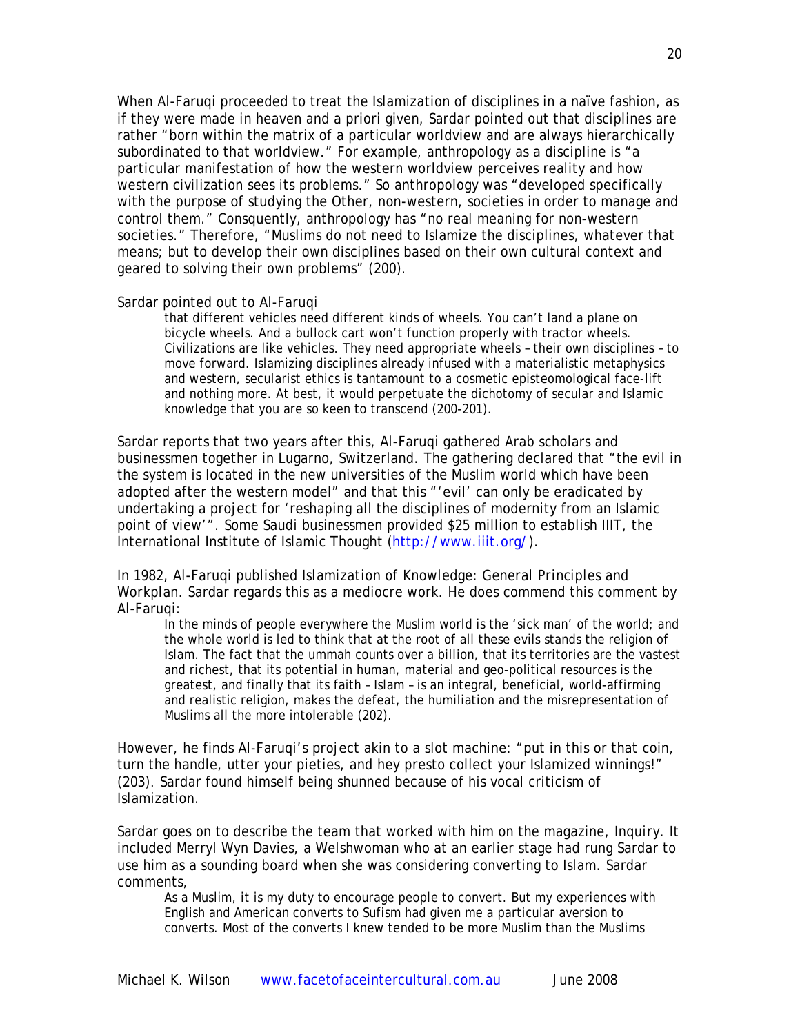When Al-Faruqi proceeded to treat the Islamization of disciplines in a naïve fashion, as if they were made in heaven and a priori given, Sardar pointed out that disciplines are rather "born within the matrix of a particular worldview and are always hierarchically subordinated to that worldview." For example, anthropology as a discipline is "a particular manifestation of how the western worldview perceives reality and how western civilization sees its problems." So anthropology was "developed specifically with the purpose of studying the Other, non-western, societies in order to manage and control them." Consquently, anthropology has "no real meaning for non-western societies." Therefore, "Muslims do not need to Islamize the disciplines, whatever that means; but to develop their own disciplines based on their own cultural context and geared to solving their own problems" (200).

Sardar pointed out to Al-Faruqi

> that different vehicles need different kinds of wheels. You can't land a plane on bicycle wheels. And a bullock cart won't function properly with tractor wheels. Civilizations are like vehicles. They need appropriate wheels – their own disciplines – to move forward. Islamizing disciplines already infused with a materialistic metaphysics and western, secularist ethics is tantamount to a cosmetic episteomological face-lift and nothing more. At best, it would perpetuate the dichotomy of secular and Islamic knowledge that you are so keen to transcend (200-201).

Sardar reports that two years after this, Al-Faruqi gathered Arab scholars and businessmen together in Lugarno, Switzerland. The gathering declared that "the evil in the system is located in the new universities of the Muslim world which have been adopted after the western model" and that this "'evil' can only be eradicated by undertaking a project for 'reshaping all the disciplines of modernity from an Islamic point of view'". Some Saudi businessmen provided $25 million to establish IIIT, the International Institute of Islamic Thought (http://www.iiit.org/).

In 1982, Al-Faruqi published *Islamization of Knowledge: General Principles and Workplan*. Sardar regards this as a mediocre work. He does commend this comment by Al-Faruqi:

> In the minds of people everywhere the Muslim world is the 'sick man' of the world; and the whole world is led to think that at the root of all these evils stands the religion of Islam. The fact that the ummah counts over a billion, that its territories are the vastest and richest, that its potential in human, material and geo-political resources is the greatest, and finally that its faith – Islam – is an integral, beneficial, world-affirming and realistic religion, makes the defeat, the humiliation and the misrepresentation of Muslims all the more intolerable (202).

However, he finds Al-Faruqi's project akin to a slot machine: "put in this or that coin, turn the handle, utter your pieties, and hey presto collect your Islamized winnings!" (203). Sardar found himself being shunned because of his vocal criticism of Islamization.

Sardar goes on to describe the team that worked with him on the magazine, *Inquiry*. It included Merryl Wyn Davies, a Welshwoman who at an earlier stage had rung Sardar to use him as a sounding board when she was considering converting to Islam. Sardar comments,

> As a Muslim, it is my duty to encourage people to convert. But my experiences with English and American converts to Sufism had given me a particular aversion to converts. Most of the converts I knew tended to be more Muslim than the Muslims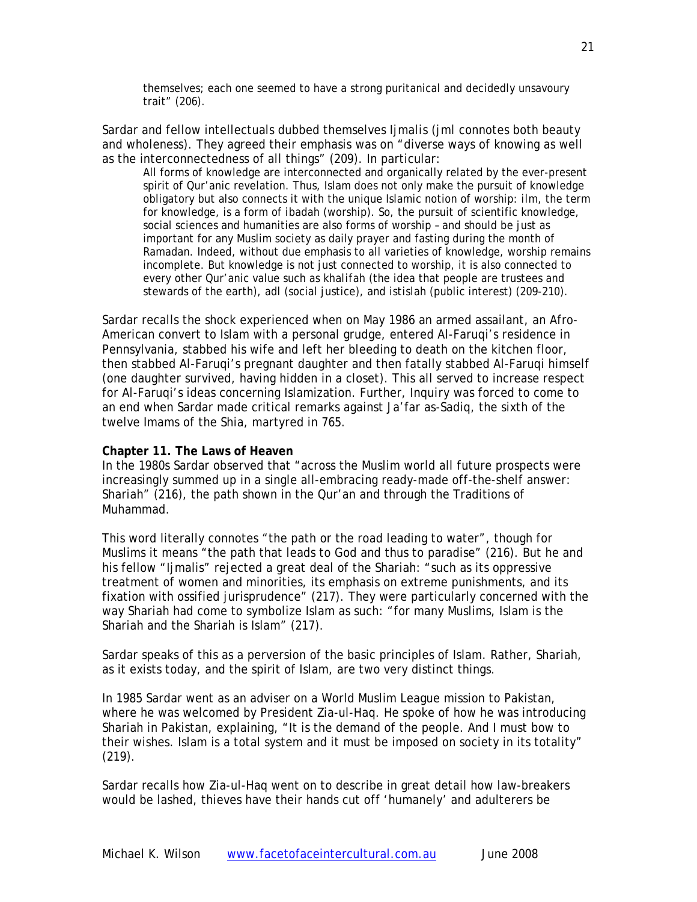themselves; each one seemed to have a strong puritanical and decidedly unsavoury trait" (206).

Sardar and fellow intellectuals dubbed themselves *Ijmalis* (*jml* connotes both beauty and wholeness). They agreed their emphasis was on "diverse ways of knowing as well as the interconnectedness of all things" (209). In particular:

> All forms of knowledge are interconnected and organically related by the ever-present spirit of Qur'anic revelation. Thus, Islam does not only make the pursuit of knowledge obligatory but also connects it with the unique Islamic notion of worship: *ilm*, the term for knowledge, is a form of *ibadah* (worship). So, the pursuit of scientific knowledge, social sciences and humanities are also forms of worship – and should be just as important for any Muslim society as daily prayer and fasting during the month of Ramadan. Indeed, without due emphasis to all varieties of knowledge, worship remains incomplete. But knowledge is not just connected to worship, it is also connected to every other Qur'anic value such as *khalifah* (the idea that people are trustees and stewards of the earth), *adl* (social justice), and *istislah* (public interest) (209-210).

Sardar recalls the shock experienced when on May 1986 an armed assailant, an Afro-American convert to Islam with a personal grudge, entered Al-Faruqi's residence in Pennsylvania, stabbed his wife and left her bleeding to death on the kitchen floor, then stabbed Al-Faruqi's pregnant daughter and then fatally stabbed Al-Faruqi himself (one daughter survived, having hidden in a closet). This all served to increase respect for Al-Faruqi's ideas concerning Islamization. Further, Inquiry was forced to come to an end when Sardar made critical remarks against Ja'far as-Sadiq, the sixth of the twelve Imams of the Shia, martyred in 765.

**Chapter 11. The Laws of Heaven**

In the 1980s Sardar observed that "across the Muslim world all future prospects were increasingly summed up in a single all-embracing ready-made off-the-shelf answer: Shariah" (216), the path shown in the Qur'an and through the Traditions of Muhammad.

This word literally connotes "the path or the road leading to water", though for Muslims it means "the path that leads to God and thus to paradise" (216). But he and his fellow "Ijmalis" rejected a great deal of the Shariah: "such as its oppressive treatment of women and minorities, its emphasis on extreme punishments, and its fixation with ossified jurisprudence" (217). They were particularly concerned with the way Shariah had come to symbolize Islam as such: "for many Muslims, Islam is the Shariah and the Shariah is Islam" (217).

Sardar speaks of this as a perversion of the basic principles of Islam. Rather, Shariah, as it exists today, and the spirit of Islam, are two very distinct things.

In 1985 Sardar went as an adviser on a World Muslim League mission to Pakistan, where he was welcomed by President Zia-ul-Haq. He spoke of how he was introducing Shariah in Pakistan, explaining, "It is the demand of the people. And I must bow to their wishes. Islam is a total system and it must be imposed on society in its totality" (219).

Sardar recalls how Zia-ul-Haq went on to describe in great detail how law-breakers would be lashed, thieves have their hands cut off 'humanely' and adulterers be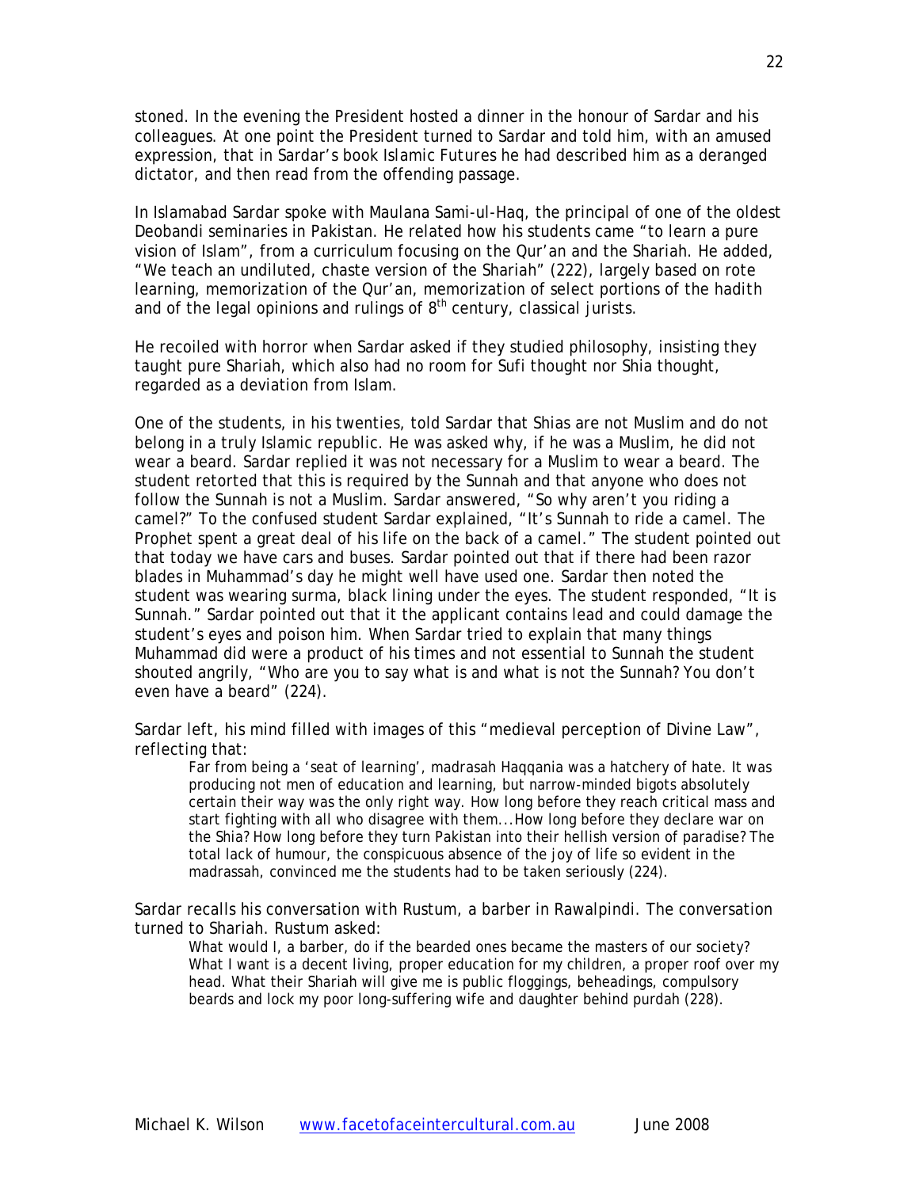stoned. In the evening the President hosted a dinner in the honour of Sardar and his colleagues. At one point the President turned to Sardar and told him, with an amused expression, that in Sardar's book *Islamic Futures* he had described him as a deranged dictator, and then read from the offending passage.

In Islamabad Sardar spoke with Maulana Sami-ul-Haq, the principal of one of the oldest Deobandi seminaries in Pakistan. He related how his students came "to learn a pure vision of Islam", from a curriculum focusing on the Qur'an and the Shariah. He added, "We teach an undiluted, chaste version of the Shariah" (222), largely based on rote learning, memorization of the Qur'an, memorization of select portions of the *hadith* and of the legal opinions and rulings of 8th century, classical jurists.

He recoiled with horror when Sardar asked if they studied philosophy, insisting they taught pure Shariah, which also had no room for Sufi thought nor Shia thought, regarded as a deviation from Islam.

One of the students, in his twenties, told Sardar that Shias are not Muslim and do not belong in a truly Islamic republic. He was asked why, if he was a Muslim, he did not wear a beard. Sardar replied it was not necessary for a Muslim to wear a beard. The student retorted that this is required by the Sunnah and that anyone who does not follow the Sunnah is not a Muslim. Sardar answered, "So why aren't you riding a camel?" To the confused student Sardar explained, "It's Sunnah to ride a camel. The Prophet spent a great deal of his life on the back of a camel." The student pointed out that today we have cars and buses. Sardar pointed out that if there had been razor blades in Muhammad's day he might well have used one. Sardar then noted the student was wearing surma, black lining under the eyes. The student responded, "It is Sunnah." Sardar pointed out that it the applicant contains lead and could damage the student's eyes and poison him. When Sardar tried to explain that many things Muhammad did were a product of his times and not essential to Sunnah the student shouted angrily, "Who are you to say what is and what is not the Sunnah? You don't even have a beard" (224).

Sardar left, his mind filled with images of this "medieval perception of Divine Law", reflecting that:

> Far from being a 'seat of learning', madrasah Haqqania was a hatchery of hate. It was producing not men of education and learning, but narrow-minded bigots absolutely certain their way was the only right way. How long before they reach critical mass and start fighting with all who disagree with them....How long before they declare war on the Shia? How long before they turn Pakistan into their hellish version of paradise? The total lack of humour, the conspicuous absence of the joy of life so evident in the madrassah, convinced me the students had to be taken seriously (224).

Sardar recalls his conversation with Rustum, a barber in Rawalpindi. The conversation turned to Shariah. Rustum asked:

> What would I, a barber, do if the bearded ones became the masters of our society? What I want is a decent living, proper education for my children, a proper roof over my head. What their Shariah will give me is public floggings, beheadings, compulsory beards and lock my poor long-suffering wife and daughter behind purdah (228).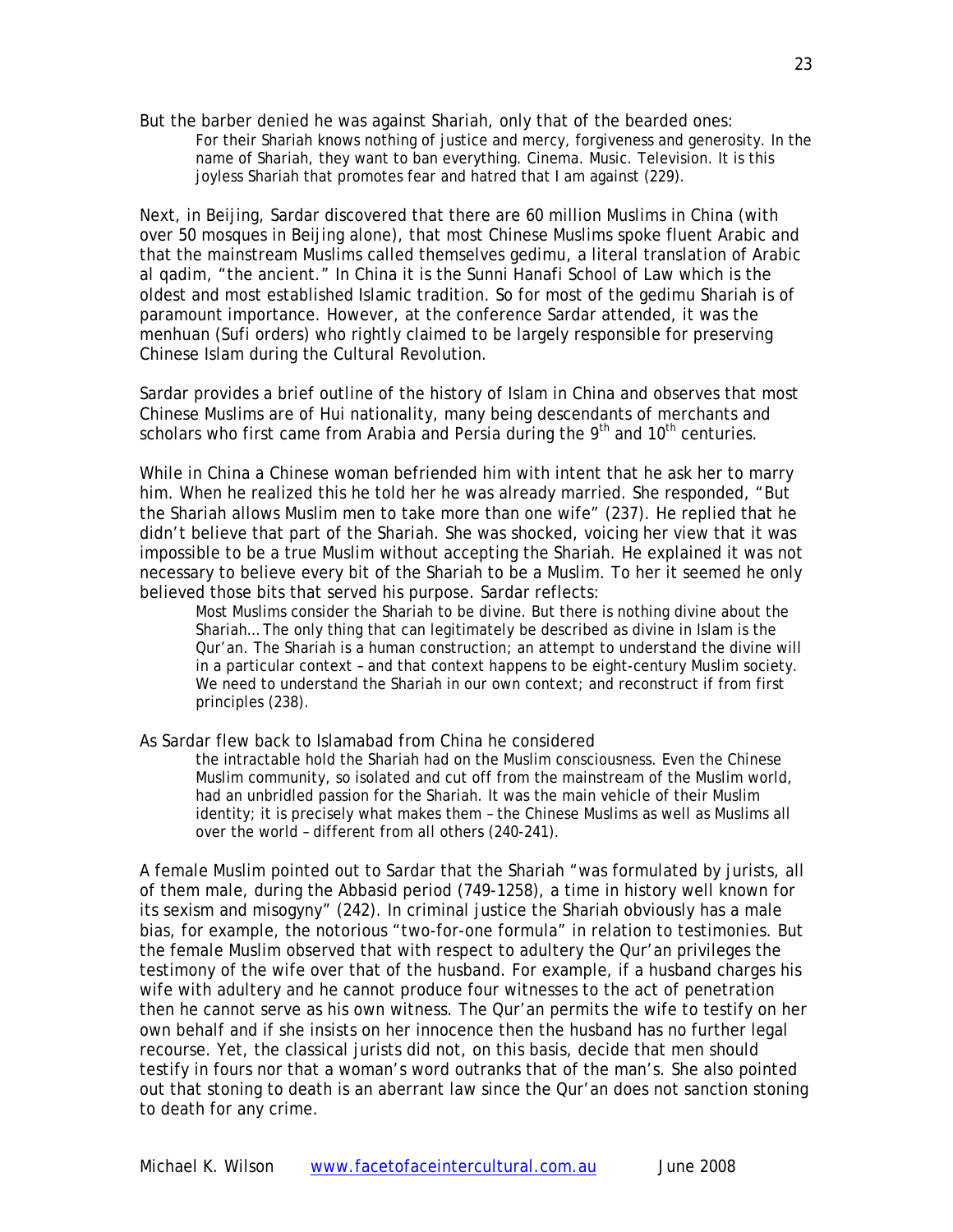But the barber denied he was against Shariah, only that of the bearded ones:

> For their Shariah knows nothing of justice and mercy, forgiveness and generosity. In the name of Shariah, they want to ban everything. Cinema. Music. Television. It is this joyless Shariah that promotes fear and hatred that I am against (229).

Next, in Beijing, Sardar discovered that there are 60 million Muslims in China (with over 50 mosques in Beijing alone), that most Chinese Muslims spoke fluent Arabic and that the mainstream Muslims called themselves gedimu, a literal translation of Arabic al qadim, "the ancient." In China it is the Sunni Hanafi School of Law which is the oldest and most established Islamic tradition. So for most of the gedimu Shariah is of paramount importance. However, at the conference Sardar attended, it was the menhuan (Sufi orders) who rightly claimed to be largely responsible for preserving Chinese Islam during the Cultural Revolution.

Sardar provides a brief outline of the history of Islam in China and observes that most Chinese Muslims are of Hui nationality, many being descendants of merchants and scholars who first came from Arabia and Persia during the 9th and 10th centuries.

While in China a Chinese woman befriended him with intent that he ask her to marry him. When he realized this he told her he was already married. She responded, "But the Shariah allows Muslim men to take more than one wife" (237). He replied that he didn't believe that part of the Shariah. She was shocked, voicing her view that it was impossible to be a true Muslim without accepting the Shariah. He explained it was not necessary to believe every bit of the Shariah to be a Muslim. To her it seemed he only believed those bits that served his purpose. Sardar reflects:

> Most Muslims consider the Shariah to be divine. But there is nothing divine about the Shariah… The only thing that can legitimately be described as divine in Islam is the Qur'an. The Shariah is a human construction; an attempt to understand the divine will in a particular context – and that context happens to be eight-century Muslim society. We need to understand the Shariah in our own context; and reconstruct if from first principles (238).

As Sardar flew back to Islamabad from China he considered

> the intractable hold the Shariah had on the Muslim consciousness. Even the Chinese Muslim community, so isolated and cut off from the mainstream of the Muslim world, had an unbridled passion for the Shariah. It was the main vehicle of their Muslim identity; it is precisely what makes them – the Chinese Muslims as well as Muslims all over the world – different from all others (240-241).

A female Muslim pointed out to Sardar that the Shariah "was formulated by jurists, all of them male, during the Abbasid period (749-1258), a time in history well known for its sexism and misogyny" (242). In criminal justice the Shariah obviously has a male bias, for example, the notorious "two-for-one formula" in relation to testimonies. But the female Muslim observed that with respect to adultery the Qur'an privileges the testimony of the wife over that of the husband. For example, if a husband charges his wife with adultery and he cannot produce four witnesses to the act of penetration then he cannot serve as his own witness. The Qur'an permits the wife to testify on her own behalf and if she insists on her innocence then the husband has no further legal recourse. Yet, the classical jurists did not, on this basis, decide that men should testify in fours nor that a woman's word outranks that of the man's. She also pointed out that stoning to death is an aberrant law since the Qur'an does not sanction stoning to death for any crime.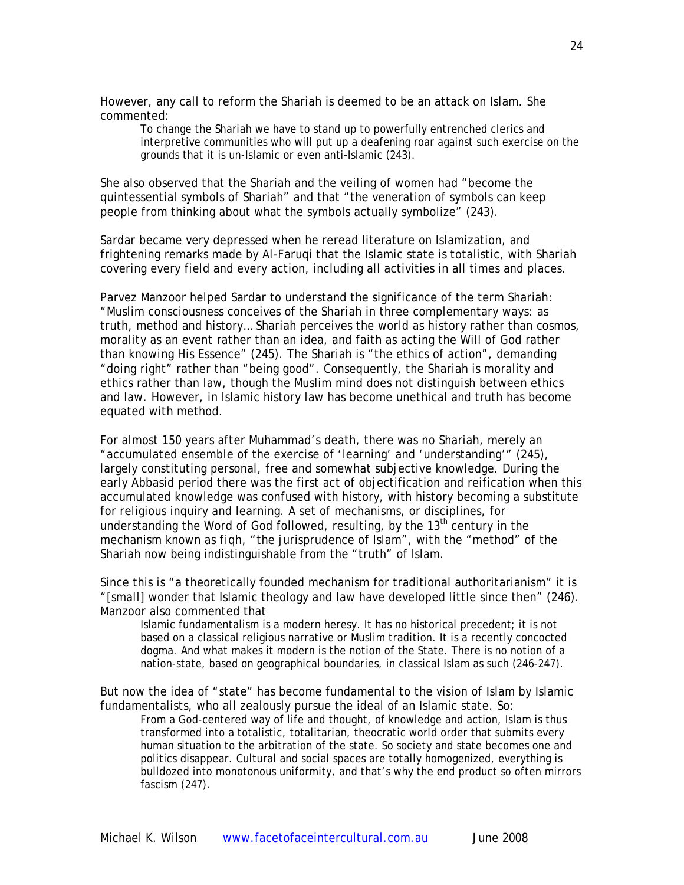However, any call to reform the Shariah is deemed to be an attack on Islam. She commented:

> To change the Shariah we have to stand up to powerfully entrenched clerics and interpretive communities who will put up a deafening roar against such exercise on the grounds that it is un-Islamic or even anti-Islamic (243).

She also observed that the Shariah and the veiling of women had "become the quintessential symbols of Shariah" and that "the veneration of symbols can keep people from thinking about what the symbols actually symbolize" (243).

Sardar became very depressed when he reread literature on Islamization, and frightening remarks made by Al-Faruqi that the Islamic state is totalistic, with Shariah covering every field and every action, including all activities in all times and places.

Parvez Manzoor helped Sardar to understand the significance of the term Shariah: "Muslim consciousness conceives of the Shariah in three complementary ways: as truth, method and history… Shariah perceives the world as history rather than cosmos, morality as an event rather than an idea, and faith as acting the Will of God rather than knowing His Essence" (245). The Shariah is "the ethics of action", demanding "doing right" rather than "being good". Consequently, the Shariah is morality and ethics rather than law, though the Muslim mind does not distinguish between ethics and law. However, in Islamic history law has become unethical and truth has become equated with method.

For almost 150 years after Muhammad's death, there was no Shariah, merely an "accumulated ensemble of the exercise of 'learning' and 'understanding'" (245), largely constituting personal, free and somewhat subjective knowledge. During the early Abbasid period there was the first act of objectification and reification when this accumulated knowledge was confused with history, with history becoming a substitute for religious inquiry and learning. A set of mechanisms, or disciplines, for understanding the Word of God followed, resulting, by the 13th century in the mechanism known as *fiqh*, "the jurisprudence of Islam", with the "method" of the Shariah now being indistinguishable from the "truth" of Islam.

Since this is "a theoretically founded mechanism for traditional authoritarianism" it is "[small] wonder that Islamic theology and law have developed little since then" (246). Manzoor also commented that

> Islamic fundamentalism is a modern heresy. It has no historical precedent; it is not based on a classical religious narrative or Muslim tradition. It is a recently concocted dogma. And what makes it modern is the notion of the State. There is no notion of a nation-state, based on geographical boundaries, in classical Islam as such (246-247).

But now the idea of "state" has become fundamental to the vision of Islam by Islamic fundamentalists, who all zealously pursue the ideal of an Islamic state. So:

> From a God-centered way of life and thought, of knowledge and action, Islam is thus transformed into a totalistic, totalitarian, theocratic world order that submits every human situation to the arbitration of the state. So society and state becomes one and politics disappear. Cultural and social spaces are totally homogenized, everything is bulldozed into monotonous uniformity, and that's why the end product so often mirrors fascism (247).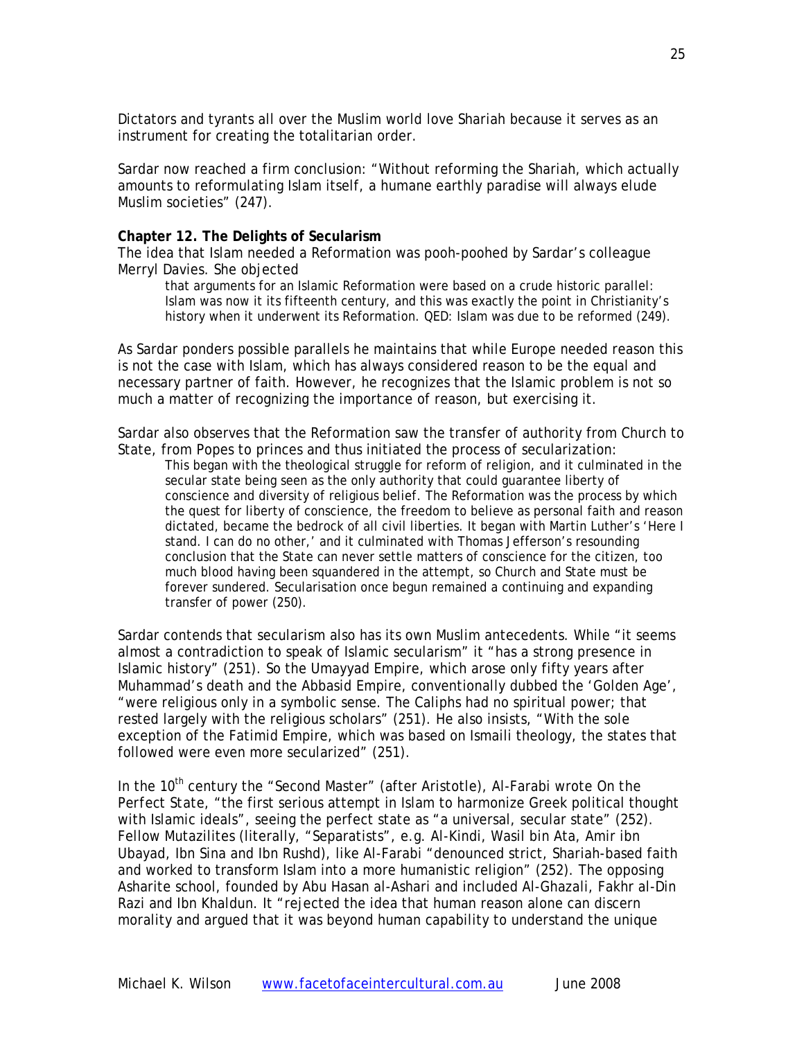Dictators and tyrants all over the Muslim world love Shariah because it serves as an instrument for creating the totalitarian order.

Sardar now reached a firm conclusion: "Without reforming the Shariah, which actually amounts to reformulating Islam itself, a humane earthly paradise will always elude Muslim societies" (247).

**Chapter 12. The Delights of Secularism**

The idea that Islam needed a Reformation was pooh-poohed by Sardar's colleague Merryl Davies. She objected

> that arguments for an Islamic Reformation were based on a crude historic parallel: Islam was now it its fifteenth century, and this was exactly the point in Christianity's history when it underwent its Reformation. QED: Islam was due to be reformed (249).

As Sardar ponders possible parallels he maintains that while Europe needed reason this is not the case with Islam, which has always considered reason to be the equal and necessary partner of faith. However, he recognizes that the Islamic problem is not so much a matter of recognizing the importance of reason, but exercising it.

Sardar also observes that the Reformation saw the transfer of authority from Church to State, from Popes to princes and thus initiated the process of secularization:

> This began with the theological struggle for reform of religion, and it culminated in the secular state being seen as the only authority that could guarantee liberty of conscience and diversity of religious belief. The Reformation was the process by which the quest for liberty of conscience, the freedom to believe as personal faith and reason dictated, became the bedrock of all civil liberties. It began with Martin Luther's 'Here I stand. I can do no other,' and it culminated with Thomas Jefferson's resounding conclusion that the State can never settle matters of conscience for the citizen, too much blood having been squandered in the attempt, so Church and State must be forever sundered. Secularisation once begun remained a continuing and expanding transfer of power (250).

Sardar contends that secularism also has its own Muslim antecedents. While "it seems almost a contradiction to speak of Islamic secularism" it "has a strong presence in Islamic history" (251). So the Umayyad Empire, which arose only fifty years after Muhammad's death and the Abbasid Empire, conventionally dubbed the 'Golden Age', "were religious only in a symbolic sense. The Caliphs had no spiritual power; that rested largely with the religious scholars" (251). He also insists, "With the sole exception of the Fatimid Empire, which was based on Ismaili theology, the states that followed were even more secularized" (251).

In the 10th century the "Second Master" (after Aristotle), Al-Farabi wrote *On the Perfect State*, "the first serious attempt in Islam to harmonize Greek political thought with Islamic ideals", seeing the perfect state as "a universal, secular state" (252). Fellow Mutazilites (literally, "Separatists", e.g. Al-Kindi, Wasil bin Ata, Amir ibn Ubayad, Ibn Sina and Ibn Rushd), like Al-Farabi "denounced strict, Shariah-based faith and worked to transform Islam into a more humanistic religion" (252). The opposing Asharite school, founded by Abu Hasan al-Ashari and included Al-Ghazali, Fakhr al-Din Razi and Ibn Khaldun. It "rejected the idea that human reason alone can discern morality and argued that it was beyond human capability to understand the unique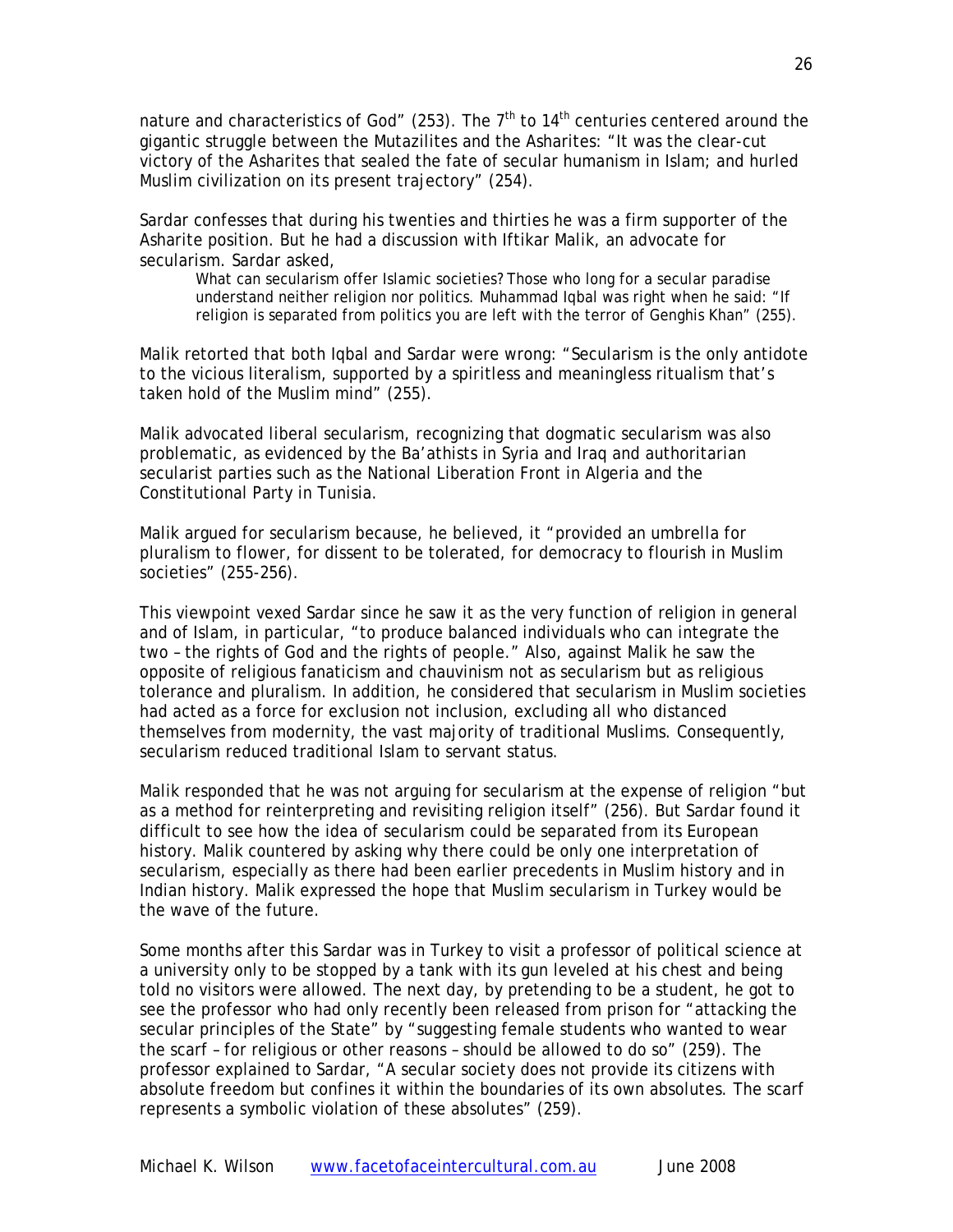nature and characteristics of God" (253). The 7th to 14th centuries centered around the gigantic struggle between the Mutazilites and the Asharites: "It was the clear-cut victory of the Asharites that sealed the fate of secular humanism in Islam; and hurled Muslim civilization on its present trajectory" (254).

Sardar confesses that during his twenties and thirties he was a firm supporter of the Asharite position. But he had a discussion with Iftikar Malik, an advocate for secularism. Sardar asked,

> What can secularism offer Islamic societies? Those who long for a secular paradise understand neither religion nor politics. Muhammad Iqbal was right when he said: "If religion is separated from politics you are left with the terror of Genghis Khan" (255).

Malik retorted that both Iqbal and Sardar were wrong: "Secularism is the only antidote to the vicious literalism, supported by a spiritless and meaningless ritualism that's taken hold of the Muslim mind" (255).

Malik advocated liberal secularism, recognizing that dogmatic secularism was also problematic, as evidenced by the Ba'athists in Syria and Iraq and authoritarian secularist parties such as the National Liberation Front in Algeria and the Constitutional Party in Tunisia.

Malik argued for secularism because, he believed, it "provided an umbrella for pluralism to flower, for dissent to be tolerated, for democracy to flourish in Muslim societies" (255-256).

This viewpoint vexed Sardar since he saw it as the very function of religion in general and of Islam, in particular, "to produce balanced individuals who can integrate the two – the rights of God and the rights of people." Also, against Malik he saw the opposite of religious fanaticism and chauvinism not as secularism but as religious tolerance and pluralism. In addition, he considered that secularism in Muslim societies had acted as a force for exclusion not inclusion, excluding all who distanced themselves from modernity, the vast majority of traditional Muslims. Consequently, secularism reduced traditional Islam to servant status.

Malik responded that he was not arguing for secularism at the expense of religion "but as a method for reinterpreting and revisiting religion itself" (256). But Sardar found it difficult to see how the idea of secularism could be separated from its European history. Malik countered by asking why there could be only one interpretation of secularism, especially as there had been earlier precedents in Muslim history and in Indian history. Malik expressed the hope that Muslim secularism in Turkey would be the wave of the future.

Some months after this Sardar was in Turkey to visit a professor of political science at a university only to be stopped by a tank with its gun leveled at his chest and being told no visitors were allowed. The next day, by pretending to be a student, he got to see the professor who had only recently been released from prison for "attacking the secular principles of the State" by "suggesting female students who wanted to wear the scarf – for religious or other reasons – should be allowed to do so" (259). The professor explained to Sardar, "A secular society does not provide its citizens with absolute freedom but confines it within the boundaries of its own absolutes. The scarf represents a symbolic violation of these absolutes" (259).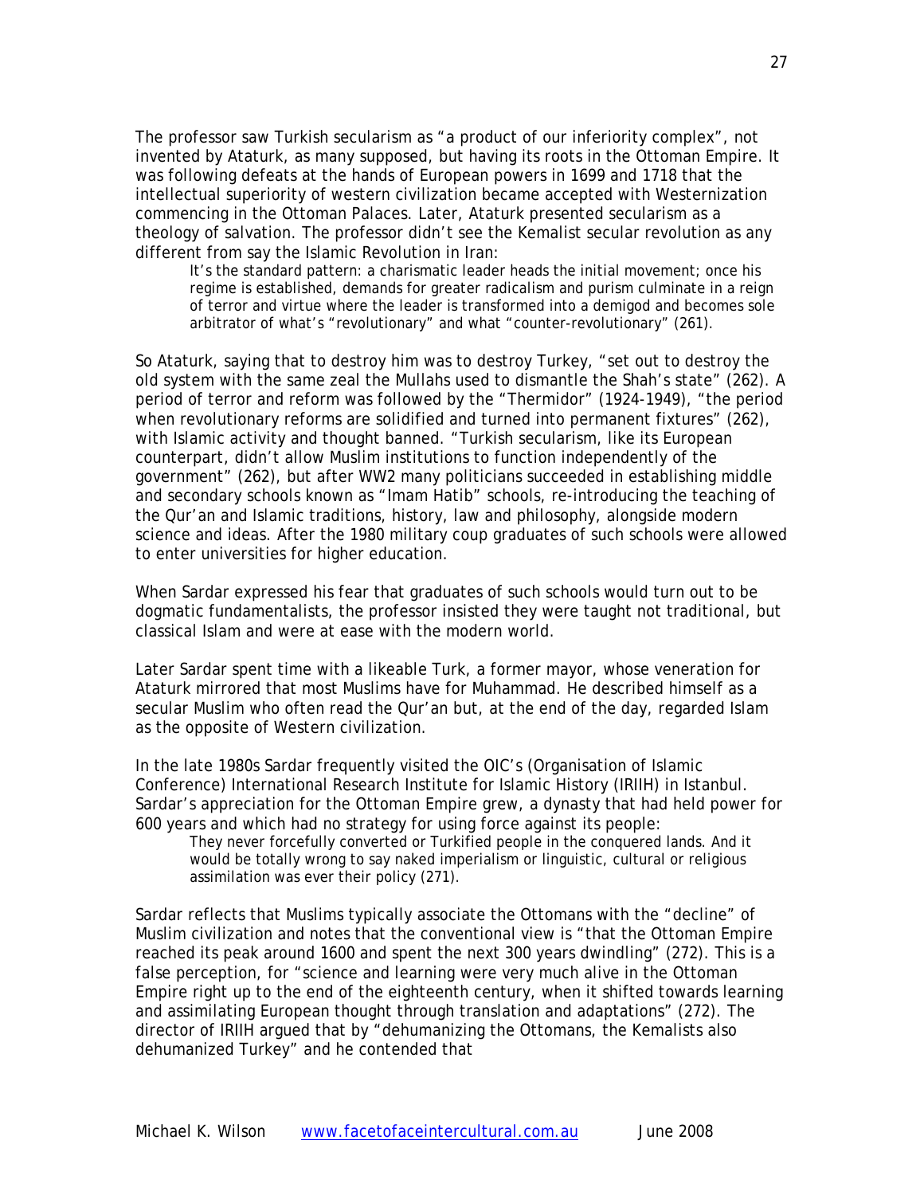The professor saw Turkish secularism as "a product of our inferiority complex", not invented by Ataturk, as many supposed, but having its roots in the Ottoman Empire. It was following defeats at the hands of European powers in 1699 and 1718 that the intellectual superiority of western civilization became accepted with Westernization commencing in the Ottoman Palaces. Later, Ataturk presented secularism as a theology of salvation. The professor didn't see the Kemalist secular revolution as any different from say the Islamic Revolution in Iran:

> It's the standard pattern: a charismatic leader heads the initial movement; once his regime is established, demands for greater radicalism and purism culminate in a reign of terror and virtue where the leader is transformed into a demigod and becomes sole arbitrator of what's "revolutionary" and what "counter-revolutionary" (261).

So Ataturk, saying that to destroy him was to destroy Turkey, "set out to destroy the old system with the same zeal the Mullahs used to dismantle the Shah's state" (262). A period of terror and reform was followed by the "Thermidor" (1924-1949), "the period when revolutionary reforms are solidified and turned into permanent fixtures" (262), with Islamic activity and thought banned. "Turkish secularism, like its European counterpart, didn't allow Muslim institutions to function independently of the government" (262), but after WW2 many politicians succeeded in establishing middle and secondary schools known as "Imam Hatib" schools, re-introducing the teaching of the Qur'an and Islamic traditions, history, law and philosophy, alongside modern science and ideas. After the 1980 military coup graduates of such schools were allowed to enter universities for higher education.

When Sardar expressed his fear that graduates of such schools would turn out to be dogmatic fundamentalists, the professor insisted they were taught not traditional, but classical Islam and were at ease with the modern world.

Later Sardar spent time with a likeable Turk, a former mayor, whose veneration for Ataturk mirrored that most Muslims have for Muhammad. He described himself as a secular Muslim who often read the Qur'an but, at the end of the day, regarded Islam as the opposite of Western civilization.

In the late 1980s Sardar frequently visited the OIC's (Organisation of Islamic Conference) International Research Institute for Islamic History (IRIIH) in Istanbul. Sardar's appreciation for the Ottoman Empire grew, a dynasty that had held power for 600 years and which had no strategy for using force against its people:

> They never forcefully converted or Turkified people in the conquered lands. And it would be totally wrong to say naked imperialism or linguistic, cultural or religious assimilation was ever their policy (271).

Sardar reflects that Muslims typically associate the Ottomans with the "decline" of Muslim civilization and notes that the conventional view is "that the Ottoman Empire reached its peak around 1600 and spent the next 300 years dwindling" (272). This is a false perception, for "science and learning were very much alive in the Ottoman Empire right up to the end of the eighteenth century, when it shifted towards learning and assimilating European thought through translation and adaptations" (272). The director of IRIIH argued that by "dehumanizing the Ottomans, the Kemalists also dehumanized Turkey" and he contended that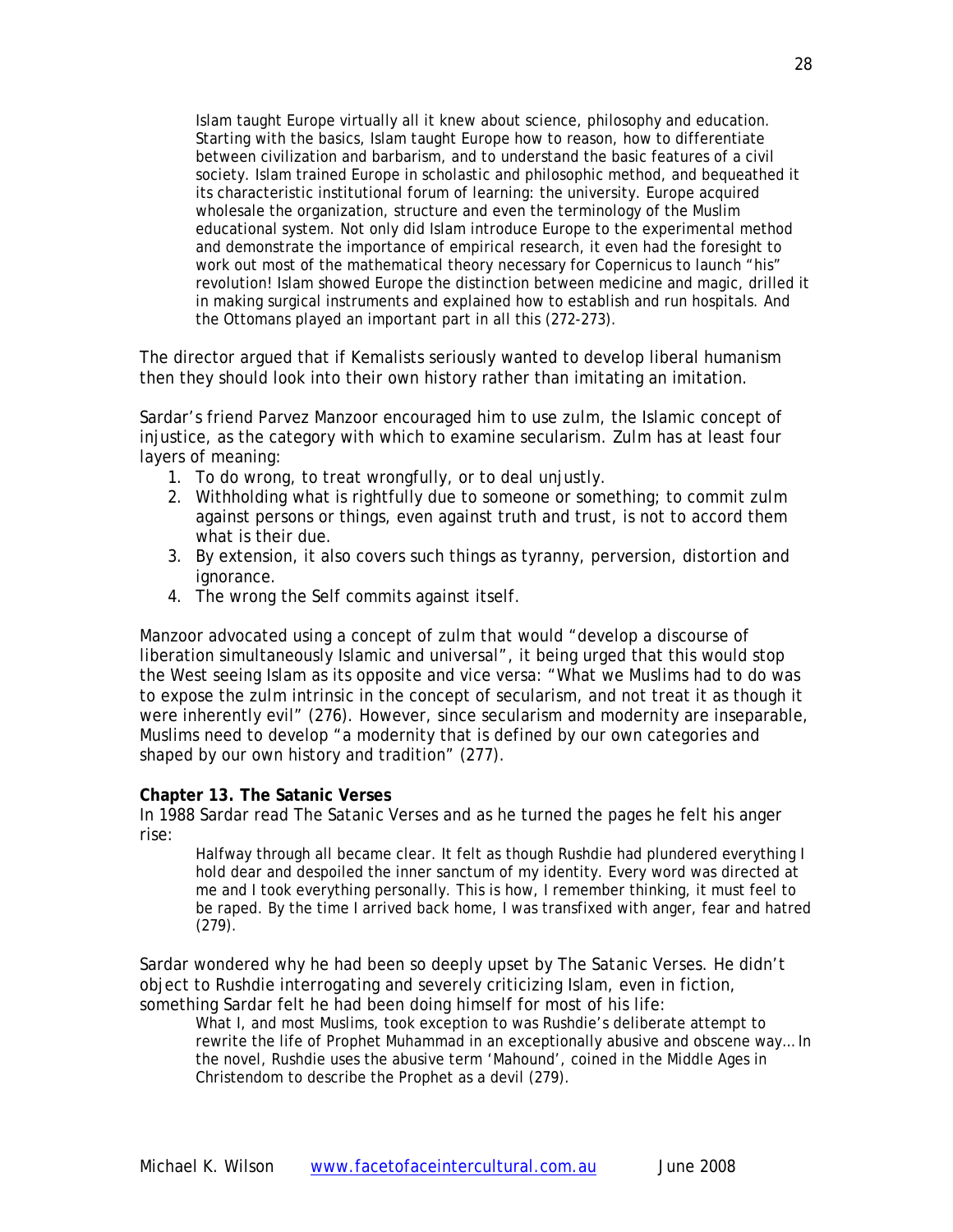> Islam taught Europe virtually all it knew about science, philosophy and education. Starting with the basics, Islam taught Europe how to reason, how to differentiate between civilization and barbarism, and to understand the basic features of a civil society. Islam trained Europe in scholastic and philosophic method, and bequeathed it its characteristic institutional forum of learning: the university. Europe acquired wholesale the organization, structure and even the terminology of the Muslim educational system. Not only did Islam introduce Europe to the experimental method and demonstrate the importance of empirical research, it even had the foresight to work out most of the mathematical theory necessary for Copernicus to launch "his" revolution! Islam showed Europe the distinction between medicine and magic, drilled it in making surgical instruments and explained how to establish and run hospitals. And the Ottomans played an important part in all this (272-273).

The director argued that if Kemalists seriously wanted to develop liberal humanism then they should look into their own history rather than imitating an imitation.

Sardar's friend Parvez Manzoor encouraged him to use *zulm*, the Islamic concept of injustice, as the category with which to examine secularism. *Zulm* has at least four layers of meaning:

1. To do wrong, to treat wrongfully, or to deal unjustly.
2. Withholding what is rightfully due to someone or something; to commit zulm against persons or things, even against truth and trust, is not to accord them what is their due.
3. By extension, it also covers such things as tyranny, perversion, distortion and ignorance.
4. The wrong the Self commits against itself.

Manzoor advocated using a concept of *zulm* that would "develop a discourse of liberation simultaneously Islamic and universal", it being urged that this would stop the West seeing Islam as its opposite and vice versa: "What we Muslims had to do was to expose the *zulm* intrinsic in the concept of secularism, and not treat it as though it were inherently evil" (276). However, since secularism and modernity are inseparable, Muslims need to develop "a modernity that is defined by our own categories and shaped by our own history and tradition" (277).

**Chapter 13. The Satanic Verses**

In 1988 Sardar read *The Satanic Verses* and as he turned the pages he felt his anger rise:

> Halfway through all became clear. It felt as though Rushdie had plundered everything I hold dear and despoiled the inner sanctum of my identity. Every word was directed at me and I took everything personally. This is how, I remember thinking, it must feel to be raped. By the time I arrived back home, I was transfixed with anger, fear and hatred (279).

Sardar wondered why he had been so deeply upset by *The Satanic Verses*. He didn't object to Rushdie interrogating and severely criticizing Islam, even in fiction, something Sardar felt he had been doing himself for most of his life:

> What I, and most Muslims, took exception to was Rushdie's deliberate attempt to rewrite the life of Prophet Muhammad in an exceptionally abusive and obscene way… In the novel, Rushdie uses the abusive term 'Mahound', coined in the Middle Ages in Christendom to describe the Prophet as a devil (279).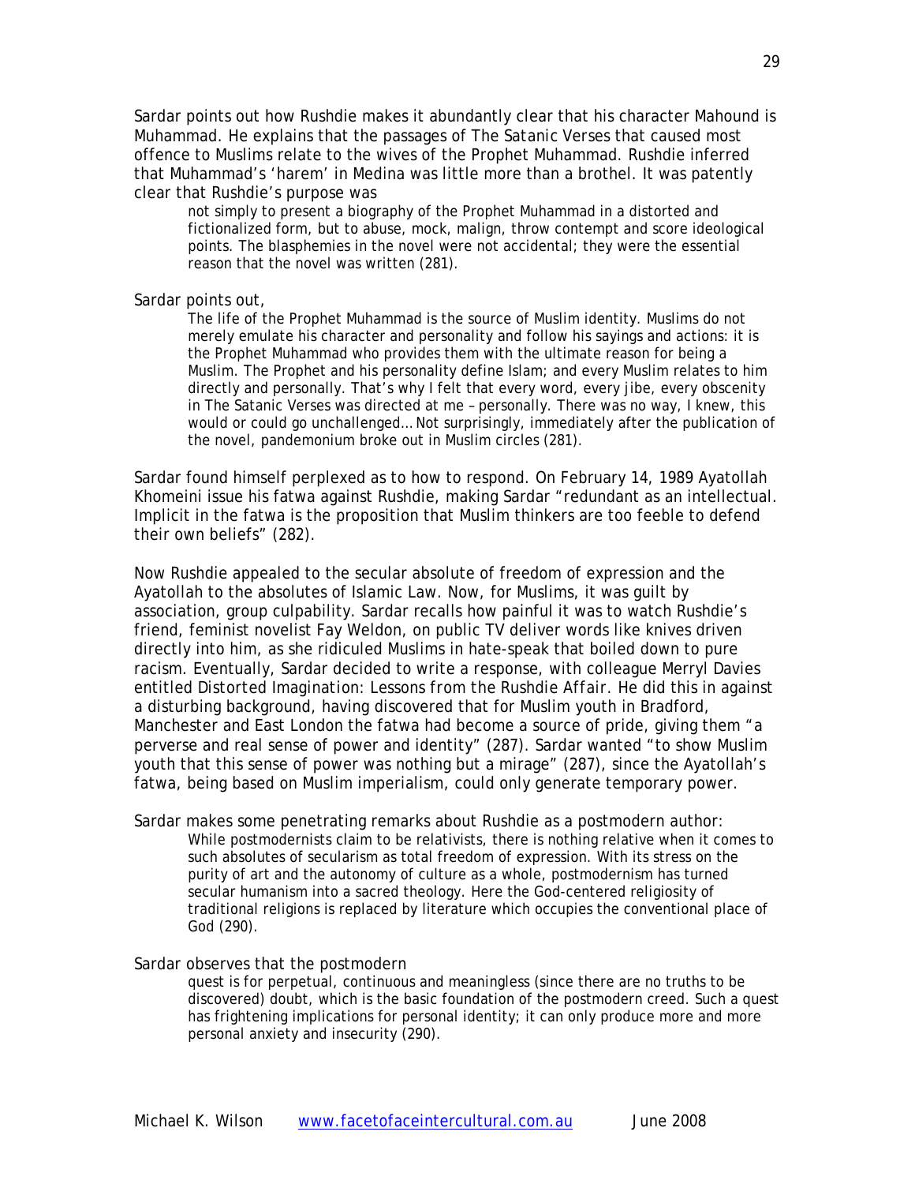Sardar points out how Rushdie makes it abundantly clear that his character Mahound is Muhammad. He explains that the passages of *The Satanic Verses* that caused most offence to Muslims relate to the wives of the Prophet Muhammad. Rushdie inferred that Muhammad's 'harem' in Medina was little more than a brothel. It was patently clear that Rushdie's purpose was

> not simply to present a biography of the Prophet Muhammad in a distorted and fictionalized form, but to abuse, mock, malign, throw contempt and score ideological points. The blasphemies in the novel were not accidental; they were the essential reason that the novel was written (281).

Sardar points out,

> The life of the Prophet Muhammad is the source of Muslim identity. Muslims do not merely emulate his character and personality and follow his sayings and actions: it is the Prophet Muhammad who provides them with the ultimate reason for being a Muslim. The Prophet and his personality define Islam; and every Muslim relates to him directly and personally. That's why I felt that every word, every jibe, every obscenity in The Satanic Verses was directed at me – personally. There was no way, I knew, this would or could go unchallenged… Not surprisingly, immediately after the publication of the novel, pandemonium broke out in Muslim circles (281).

Sardar found himself perplexed as to how to respond. On February 14, 1989 Ayatollah Khomeini issue his fatwa against Rushdie, making Sardar "redundant as an intellectual. Implicit in the fatwa is the proposition that Muslim thinkers are too feeble to defend their own beliefs" (282).

Now Rushdie appealed to the secular absolute of freedom of expression and the Ayatollah to the absolutes of Islamic Law. Now, for Muslims, it was guilt by association, group culpability. Sardar recalls how painful it was to watch Rushdie's friend, feminist novelist Fay Weldon, on public TV deliver words like knives driven directly into him, as she ridiculed Muslims in hate-speak that boiled down to pure racism. Eventually, Sardar decided to write a response, with colleague Merryl Davies entitled *Distorted Imagination: Lessons from the Rushdie Affair*. He did this in against a disturbing background, having discovered that for Muslim youth in Bradford, Manchester and East London the fatwa had become a source of pride, giving them "a perverse and real sense of power and identity" (287). Sardar wanted "to show Muslim youth that this sense of power was nothing but a mirage" (287), since the Ayatollah's fatwa, being based on Muslim imperialism, could only generate temporary power.

Sardar makes some penetrating remarks about Rushdie as a postmodern author:

> While postmodernists claim to be relativists, there is nothing relative when it comes to such absolutes of secularism as total freedom of expression. With its stress on the purity of art and the autonomy of culture as a whole, postmodernism has turned secular humanism into a sacred theology. Here the God-centered religiosity of traditional religions is replaced by literature which occupies the conventional place of God (290).

Sardar observes that the postmodern

> quest is for perpetual, continuous and meaningless (since there are no truths to be discovered) doubt, which is the basic foundation of the postmodern creed. Such a quest has frightening implications for personal identity; it can only produce more and more personal anxiety and insecurity (290).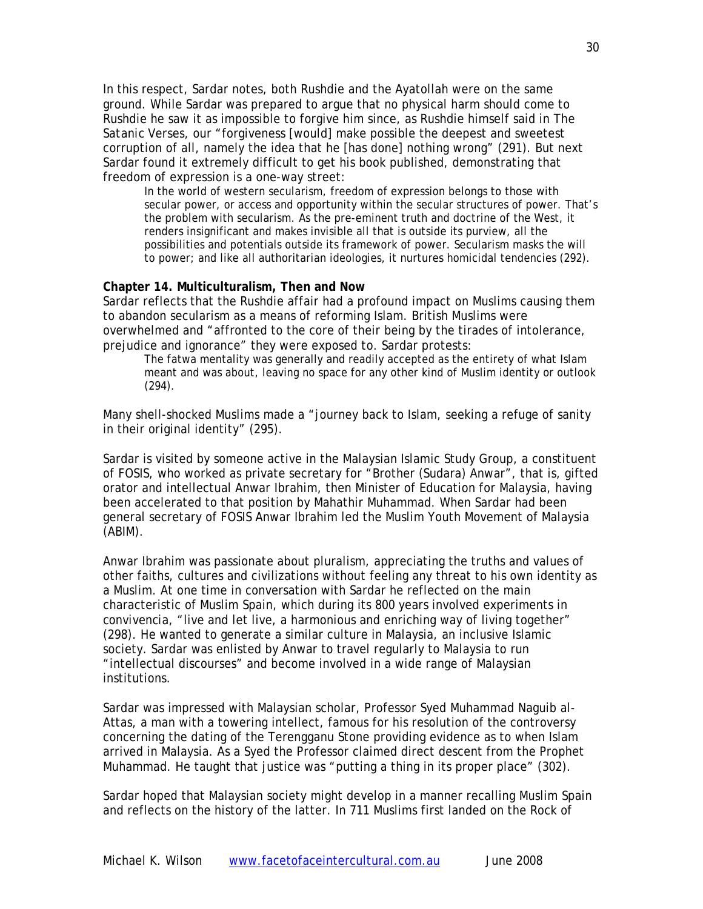In this respect, Sardar notes, both Rushdie and the Ayatollah were on the same ground. While Sardar was prepared to argue that no physical harm should come to Rushdie he saw it as impossible to forgive him since, as Rushdie himself said in The Satanic Verses, our "forgiveness [would] make possible the deepest and sweetest corruption of all, namely the idea that he [has done] nothing wrong" (291). But next Sardar found it extremely difficult to get his book published, demonstrating that freedom of expression is a one-way street:

> In the world of western secularism, freedom of expression belongs to those with secular power, or access and opportunity within the secular structures of power. That's the problem with secularism. As the pre-eminent truth and doctrine of the West, it renders insignificant and makes invisible all that is outside its purview, all the possibilities and potentials outside its framework of power. Secularism masks the will to power; and like all authoritarian ideologies, it nurtures homicidal tendencies (292).

**Chapter 14. Multiculturalism, Then and Now**

Sardar reflects that the Rushdie affair had a profound impact on Muslims causing them to abandon secularism as a means of reforming Islam. British Muslims were overwhelmed and "affronted to the core of their being by the tirades of intolerance, prejudice and ignorance" they were exposed to. Sardar protests:

> The fatwa mentality was generally and readily accepted as the entirety of what Islam meant and was about, leaving no space for any other kind of Muslim identity or outlook (294).

Many shell-shocked Muslims made a "journey back to Islam, seeking a refuge of sanity in their original identity" (295).

Sardar is visited by someone active in the Malaysian Islamic Study Group, a constituent of FOSIS, who worked as private secretary for "Brother (Sudara) Anwar", that is, gifted orator and intellectual Anwar Ibrahim, then Minister of Education for Malaysia, having been accelerated to that position by Mahathir Muhammad. When Sardar had been general secretary of FOSIS Anwar Ibrahim led the Muslim Youth Movement of Malaysia (ABIM).

Anwar Ibrahim was passionate about pluralism, appreciating the truths and values of other faiths, cultures and civilizations without feeling any threat to his own identity as a Muslim. At one time in conversation with Sardar he reflected on the main characteristic of Muslim Spain, which during its 800 years involved experiments in convivencia, "live and let live, a harmonious and enriching way of living together" (298). He wanted to generate a similar culture in Malaysia, an inclusive Islamic society. Sardar was enlisted by Anwar to travel regularly to Malaysia to run "intellectual discourses" and become involved in a wide range of Malaysian institutions.

Sardar was impressed with Malaysian scholar, Professor Syed Muhammad Naguib al-Attas, a man with a towering intellect, famous for his resolution of the controversy concerning the dating of the Terengganu Stone providing evidence as to when Islam arrived in Malaysia. As a Syed the Professor claimed direct descent from the Prophet Muhammad. He taught that justice was "putting a thing in its proper place" (302).

Sardar hoped that Malaysian society might develop in a manner recalling Muslim Spain and reflects on the history of the latter. In 711 Muslims first landed on the Rock of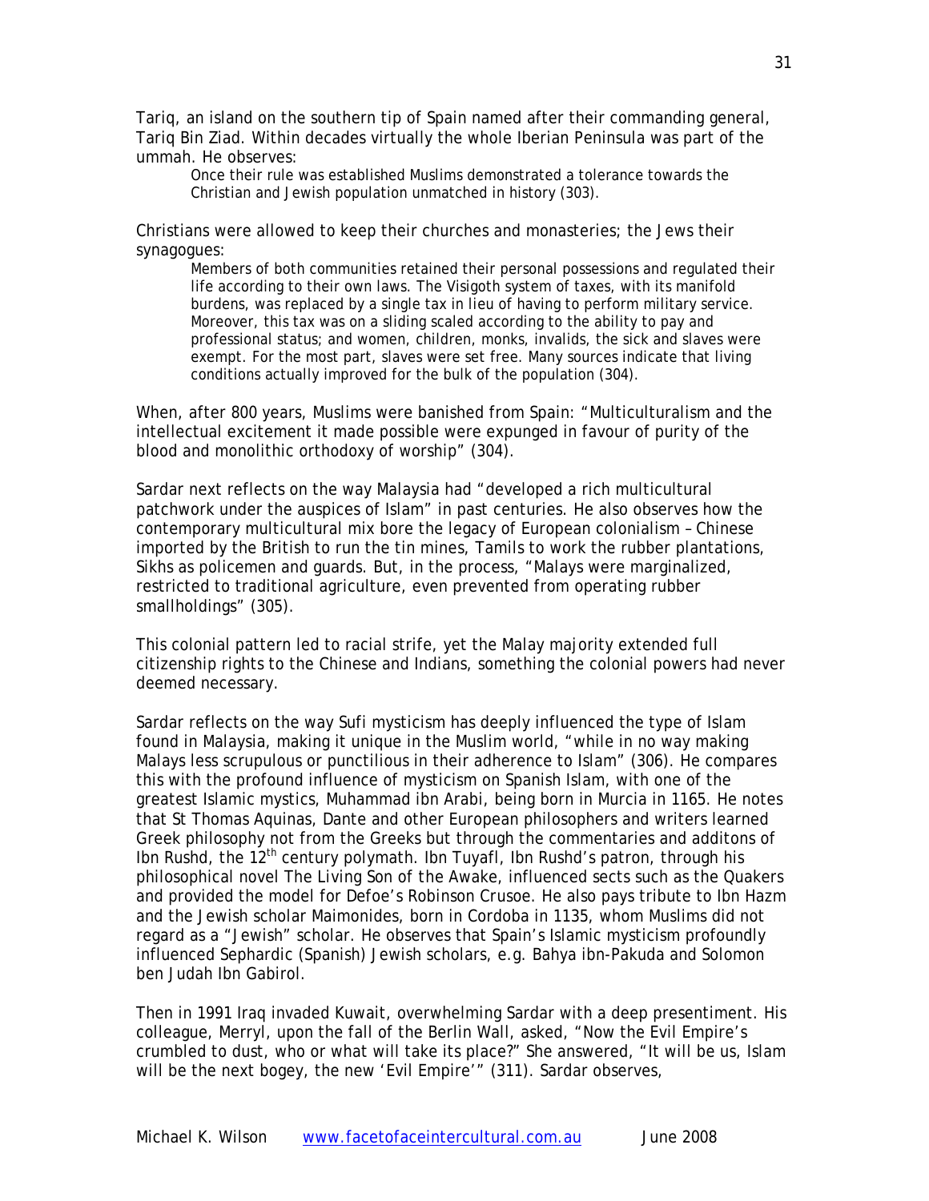Tariq, an island on the southern tip of Spain named after their commanding general, Tariq Bin Ziad. Within decades virtually the whole Iberian Peninsula was part of the ummah. He observes:

> Once their rule was established Muslims demonstrated a tolerance towards the Christian and Jewish population unmatched in history (303).

Christians were allowed to keep their churches and monasteries; the Jews their synagogues:

> Members of both communities retained their personal possessions and regulated their life according to their own laws. The Visigoth system of taxes, with its manifold burdens, was replaced by a single tax in lieu of having to perform military service. Moreover, this tax was on a sliding scaled according to the ability to pay and professional status; and women, children, monks, invalids, the sick and slaves were exempt. For the most part, slaves were set free. Many sources indicate that living conditions actually improved for the bulk of the population (304).

When, after 800 years, Muslims were banished from Spain: "Multiculturalism and the intellectual excitement it made possible were expunged in favour of purity of the blood and monolithic orthodoxy of worship" (304).

Sardar next reflects on the way Malaysia had "developed a rich multicultural patchwork under the auspices of Islam" in past centuries. He also observes how the contemporary multicultural mix bore the legacy of European colonialism – Chinese imported by the British to run the tin mines, Tamils to work the rubber plantations, Sikhs as policemen and guards. But, in the process, "Malays were marginalized, restricted to traditional agriculture, even prevented from operating rubber smallholdings" (305).

This colonial pattern led to racial strife, yet the Malay majority extended full citizenship rights to the Chinese and Indians, something the colonial powers had never deemed necessary.

Sardar reflects on the way Sufi mysticism has deeply influenced the type of Islam found in Malaysia, making it unique in the Muslim world, "while in no way making Malays less scrupulous or punctilious in their adherence to Islam" (306). He compares this with the profound influence of mysticism on Spanish Islam, with one of the greatest Islamic mystics, Muhammad ibn Arabi, being born in Murcia in 1165. He notes that St Thomas Aquinas, Dante and other European philosophers and writers learned Greek philosophy not from the Greeks but through the commentaries and additons of Ibn Rushd, the 12th century polymath. Ibn Tuyafl, Ibn Rushd's patron, through his philosophical novel *The Living Son of the Awake*, influenced sects such as the Quakers and provided the model for Defoe's Robinson Crusoe. He also pays tribute to Ibn Hazm and the Jewish scholar Maimonides, born in Cordoba in 1135, whom Muslims did not regard as a "Jewish" scholar. He observes that Spain's Islamic mysticism profoundly influenced Sephardic (Spanish) Jewish scholars, e.g. Bahya ibn-Pakuda and Solomon ben Judah Ibn Gabirol.

Then in 1991 Iraq invaded Kuwait, overwhelming Sardar with a deep presentiment. His colleague, Merryl, upon the fall of the Berlin Wall, asked, "Now the Evil Empire's crumbled to dust, who or what will take its place?" She answered, "It will be us, Islam will be the next bogey, the new 'Evil Empire'" (311). Sardar observes,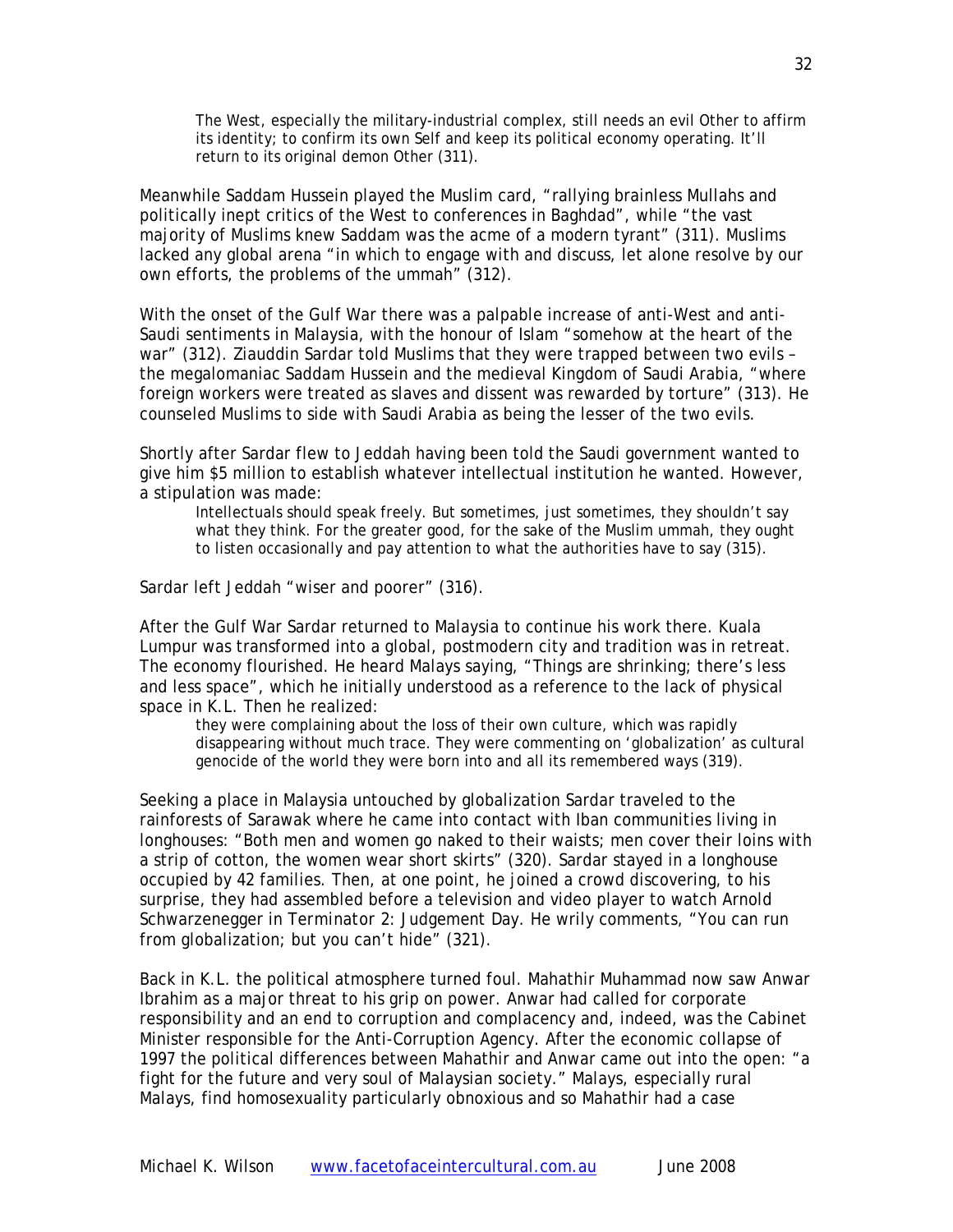> The West, especially the military-industrial complex, still needs an evil Other to affirm its identity; to confirm its own Self and keep its political economy operating. It'll return to its original demon Other (311).

Meanwhile Saddam Hussein played the Muslim card, "rallying brainless Mullahs and politically inept critics of the West to conferences in Baghdad", while "the vast majority of Muslims knew Saddam was the acme of a modern tyrant" (311). Muslims lacked any global arena "in which to engage with and discuss, let alone resolve by our own efforts, the problems of the ummah" (312).

With the onset of the Gulf War there was a palpable increase of anti-West and anti-Saudi sentiments in Malaysia, with the honour of Islam "somehow at the heart of the war" (312). Ziauddin Sardar told Muslims that they were trapped between two evils – the megalomaniac Saddam Hussein and the medieval Kingdom of Saudi Arabia, "where foreign workers were treated as slaves and dissent was rewarded by torture" (313). He counseled Muslims to side with Saudi Arabia as being the lesser of the two evils.

Shortly after Sardar flew to Jeddah having been told the Saudi government wanted to give him $5 million to establish whatever intellectual institution he wanted. However, a stipulation was made:

> Intellectuals should speak freely. But sometimes, just sometimes, they shouldn't say what they think. For the greater good, for the sake of the Muslim ummah, they ought to listen occasionally and pay attention to what the authorities have to say (315).

Sardar left Jeddah "wiser and poorer" (316).

After the Gulf War Sardar returned to Malaysia to continue his work there. Kuala Lumpur was transformed into a global, postmodern city and tradition was in retreat. The economy flourished. He heard Malays saying, "Things are shrinking; there's less and less space", which he initially understood as a reference to the lack of physical space in K.L. Then he realized:

> they were complaining about the loss of their own culture, which was rapidly disappearing without much trace. They were commenting on 'globalization' as cultural genocide of the world they were born into and all its remembered ways (319).

Seeking a place in Malaysia untouched by globalization Sardar traveled to the rainforests of Sarawak where he came into contact with Iban communities living in longhouses: "Both men and women go naked to their waists; men cover their loins with a strip of cotton, the women wear short skirts" (320). Sardar stayed in a longhouse occupied by 42 families. Then, at one point, he joined a crowd discovering, to his surprise, they had assembled before a television and video player to watch Arnold Schwarzenegger in *Terminator 2: Judgement Day*. He wrily comments, "You can run from globalization; but you can't hide" (321).

Back in K.L. the political atmosphere turned foul. Mahathir Muhammad now saw Anwar Ibrahim as a major threat to his grip on power. Anwar had called for corporate responsibility and an end to corruption and complacency and, indeed, was the Cabinet Minister responsible for the Anti-Corruption Agency. After the economic collapse of 1997 the political differences between Mahathir and Anwar came out into the open: "a fight for the future and very soul of Malaysian society." Malays, especially rural Malays, find homosexuality particularly obnoxious and so Mahathir had a case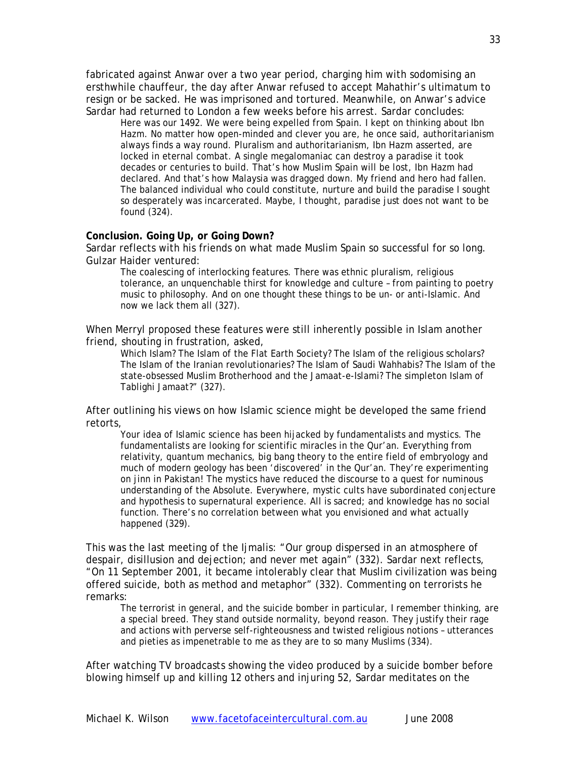fabricated against Anwar over a two year period, charging him with sodomising an ersthwhile chauffeur, the day after Anwar refused to accept Mahathir's ultimatum to resign or be sacked. He was imprisoned and tortured. Meanwhile, on Anwar's advice Sardar had returned to London a few weeks before his arrest. Sardar concludes:

> Here was our 1492. We were being expelled from Spain. I kept on thinking about Ibn Hazm. No matter how open-minded and clever you are, he once said, authoritarianism always finds a way round. Pluralism and authoritarianism, Ibn Hazm asserted, are locked in eternal combat. A single megalomaniac can destroy a paradise it took decades or centuries to build. That's how Muslim Spain will be lost, Ibn Hazm had declared. And that's how Malaysia was dragged down. My friend and hero had fallen. The balanced individual who could constitute, nurture and build the paradise I sought so desperately was incarcerated. Maybe, I thought, paradise just does not want to be found (324).

**Conclusion. Going Up, or Going Down?**

Sardar reflects with his friends on what made Muslim Spain so successful for so long. Gulzar Haider ventured:

> The coalescing of interlocking features. There was ethnic pluralism, religious tolerance, an unquenchable thirst for knowledge and culture – from painting to poetry music to philosophy. And on one thought these things to be un- or anti-Islamic. And now we lack them all (327).

When Merryl proposed these features were still inherently possible in Islam another friend, shouting in frustration, asked,

> Which Islam? The Islam of the Flat Earth Society? The Islam of the religious scholars? The Islam of the Iranian revolutionaries? The Islam of Saudi Wahhabis? The Islam of the state-obsessed Muslim Brotherhood and the Jamaat-e-Islami? The simpleton Islam of Tablighi Jamaat?" (327).

After outlining his views on how Islamic science might be developed the same friend retorts,

> Your idea of Islamic science has been hijacked by fundamentalists and mystics. The fundamentalists are looking for scientific miracles in the Qur'an. Everything from relativity, quantum mechanics, big bang theory to the entire field of embryology and much of modern geology has been 'discovered' in the Qur'an. They're experimenting on jinn in Pakistan! The mystics have reduced the discourse to a quest for numinous understanding of the Absolute. Everywhere, mystic cults have subordinated conjecture and hypothesis to supernatural experience. All is sacred; and knowledge has no social function. There's no correlation between what you envisioned and what actually happened (329).

This was the last meeting of the Ijmalis: "Our group dispersed in an atmosphere of despair, disillusion and dejection; and never met again" (332). Sardar next reflects, "On 11 September 2001, it became intolerably clear that Muslim civilization was being offered suicide, both as method and metaphor" (332). Commenting on terrorists he remarks:

> The terrorist in general, and the suicide bomber in particular, I remember thinking, are a special breed. They stand outside normality, beyond reason. They justify their rage and actions with perverse self-righteousness and twisted religious notions – utterances and pieties as impenetrable to me as they are to so many Muslims (334).

After watching TV broadcasts showing the video produced by a suicide bomber before blowing himself up and killing 12 others and injuring 52, Sardar meditates on the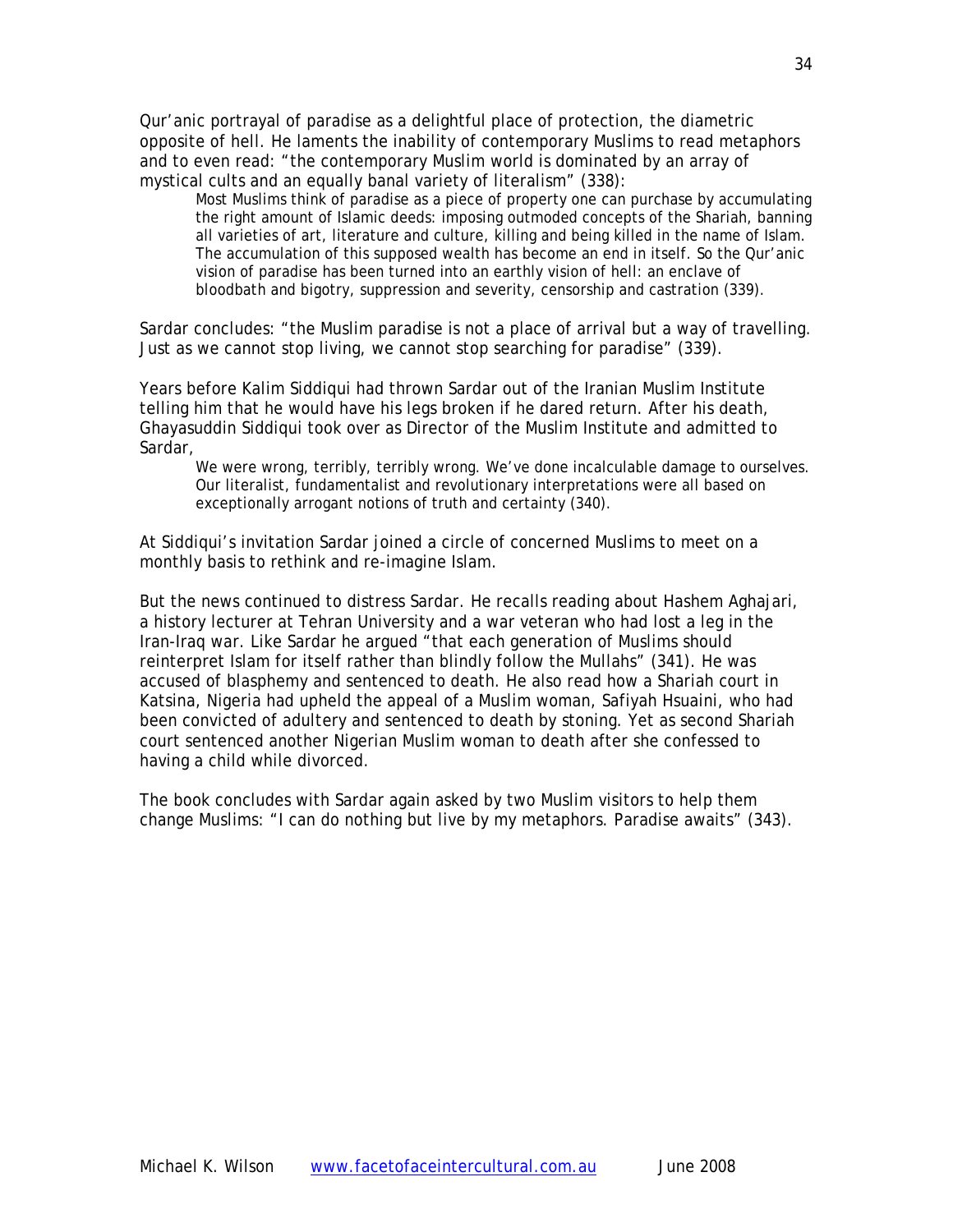Qur'anic portrayal of paradise as a delightful place of protection, the diametric opposite of hell. He laments the inability of contemporary Muslims to read metaphors and to even read: "the contemporary Muslim world is dominated by an array of mystical cults and an equally banal variety of literalism" (338):

> Most Muslims think of paradise as a piece of property one can purchase by accumulating the right amount of Islamic deeds: imposing outmoded concepts of the Shariah, banning all varieties of art, literature and culture, killing and being killed in the name of Islam. The accumulation of this supposed wealth has become an end in itself. So the Qur'anic vision of paradise has been turned into an earthly vision of hell: an enclave of bloodbath and bigotry, suppression and severity, censorship and castration (339).

Sardar concludes: "the Muslim paradise is not a place of arrival but a way of travelling. Just as we cannot stop living, we cannot stop searching for paradise" (339).

Years before Kalim Siddiqui had thrown Sardar out of the Iranian Muslim Institute telling him that he would have his legs broken if he dared return. After his death, Ghayasuddin Siddiqui took over as Director of the Muslim Institute and admitted to Sardar,

> We were wrong, terribly, terribly wrong. We've done incalculable damage to ourselves. Our literalist, fundamentalist and revolutionary interpretations were all based on exceptionally arrogant notions of truth and certainty (340).

At Siddiqui's invitation Sardar joined a circle of concerned Muslims to meet on a monthly basis to rethink and re-imagine Islam.

But the news continued to distress Sardar. He recalls reading about Hashem Aghajari, a history lecturer at Tehran University and a war veteran who had lost a leg in the Iran-Iraq war. Like Sardar he argued "that each generation of Muslims should reinterpret Islam for itself rather than blindly follow the Mullahs" (341). He was accused of blasphemy and sentenced to death. He also read how a Shariah court in Katsina, Nigeria had upheld the appeal of a Muslim woman, Safiyah Hsuaini, who had been convicted of adultery and sentenced to death by stoning. Yet as second Shariah court sentenced another Nigerian Muslim woman to death after she confessed to having a child while divorced.

The book concludes with Sardar again asked by two Muslim visitors to help them change Muslims: "I can do nothing but live by my metaphors. Paradise awaits" (343).